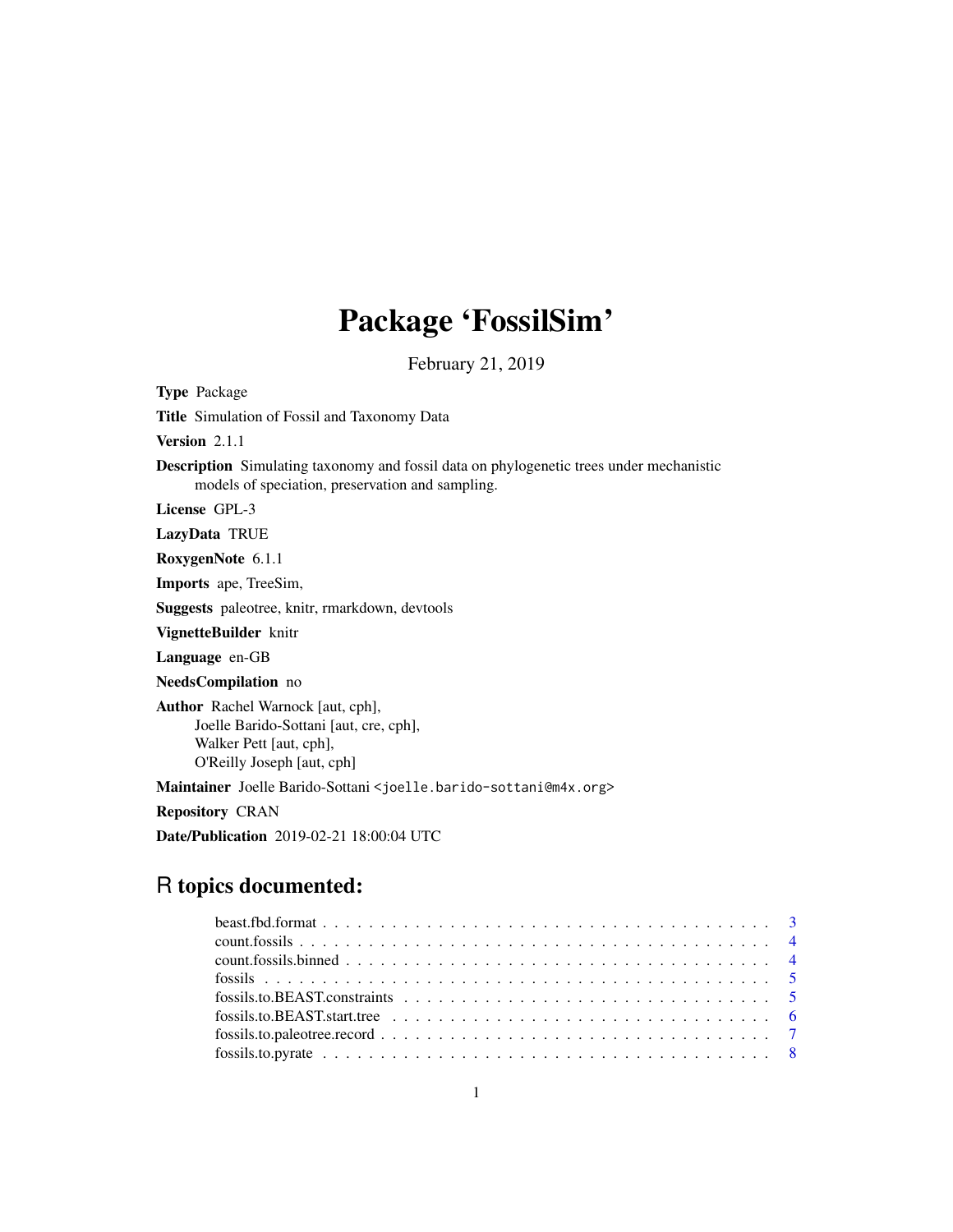# Package 'FossilSim'

February 21, 2019

**Type** Package

**Title** Simulation of Fossil and Taxonomy Data

**Version** 2.1.1

**Description** Simulating taxonomy and fossil data on phylogenetic trees under mechanistic models of speciation, preservation and sampling.

**License** GPL-3

**LazyData** TRUE

**RoxygenNote** 6.1.1

**Imports** ape, TreeSim,

**Suggests** paleotree, knitr, rmarkdown, devtools

**VignetteBuilder** knitr

**Language** en-GB

**NeedsCompilation** no

**Author** Rachel Warnock [aut, cph],
Joelle Barido-Sottani [aut, cre, cph],
Walker Pett [aut, cph],
O'Reilly Joseph [aut, cph]

**Maintainer** Joelle Barido-Sottani <joelle.barido-sottani@m4x.org>

**Repository** CRAN

**Date/Publication** 2019-02-21 18:00:04 UTC

## R topics documented:

- beast.fbd.format . . . . . . . . . . . . . . . . . . . . . . . . . . . . . . . . . . . . . . . . 3
- count.fossils . . . . . . . . . . . . . . . . . . . . . . . . . . . . . . . . . . . . . . . . . . . 4
- count.fossils.binned . . . . . . . . . . . . . . . . . . . . . . . . . . . . . . . . . . . . . . 4
- fossils . . . . . . . . . . . . . . . . . . . . . . . . . . . . . . . . . . . . . . . . . . . . . . 5
- fossils.to.BEAST.constraints . . . . . . . . . . . . . . . . . . . . . . . . . . . . . . . . . 5
- fossils.to.BEAST.start.tree . . . . . . . . . . . . . . . . . . . . . . . . . . . . . . . . . . 6
- fossils.to.paleotree.record . . . . . . . . . . . . . . . . . . . . . . . . . . . . . . . . . . . 7
- fossils.to.pyrate . . . . . . . . . . . . . . . . . . . . . . . . . . . . . . . . . . . . . . . . 8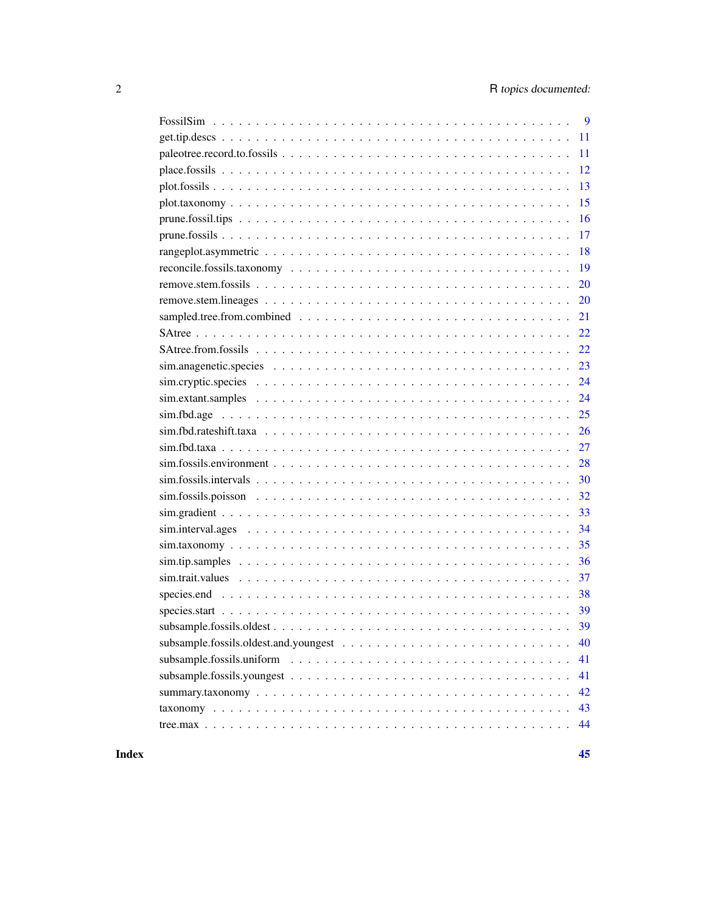FossilSim . . . . . . . . . . . . . . . . . . . . . . . . . . . . . . . . . . . . . . . . 9
get.tip.descs . . . . . . . . . . . . . . . . . . . . . . . . . . . . . . . . . . . . . . 11
paleotree.record.to.fossils . . . . . . . . . . . . . . . . . . . . . . . . . . . . . . . 11
place.fossils . . . . . . . . . . . . . . . . . . . . . . . . . . . . . . . . . . . . . . 12
plot.fossils . . . . . . . . . . . . . . . . . . . . . . . . . . . . . . . . . . . . . . 13
plot.taxonomy . . . . . . . . . . . . . . . . . . . . . . . . . . . . . . . . . . . . . 15
prune.fossil.tips . . . . . . . . . . . . . . . . . . . . . . . . . . . . . . . . . . . . 16
prune.fossils . . . . . . . . . . . . . . . . . . . . . . . . . . . . . . . . . . . . . 17
rangeplot.asymmetric . . . . . . . . . . . . . . . . . . . . . . . . . . . . . . . . . 18
reconcile.fossils.taxonomy . . . . . . . . . . . . . . . . . . . . . . . . . . . . . . . 19
remove.stem.fossils . . . . . . . . . . . . . . . . . . . . . . . . . . . . . . . . . . 20
remove.stem.lineages . . . . . . . . . . . . . . . . . . . . . . . . . . . . . . . . . 20
sampled.tree.from.combined . . . . . . . . . . . . . . . . . . . . . . . . . . . . . . 21
SAtree . . . . . . . . . . . . . . . . . . . . . . . . . . . . . . . . . . . . . . . . . 22
SAtree.from.fossils . . . . . . . . . . . . . . . . . . . . . . . . . . . . . . . . . . 22
sim.anagenetic.species . . . . . . . . . . . . . . . . . . . . . . . . . . . . . . . . 23
sim.cryptic.species . . . . . . . . . . . . . . . . . . . . . . . . . . . . . . . . . . 24
sim.extant.samples . . . . . . . . . . . . . . . . . . . . . . . . . . . . . . . . . . 24
sim.fbd.age . . . . . . . . . . . . . . . . . . . . . . . . . . . . . . . . . . . . . . 25
sim.fbd.rateshift.taxa . . . . . . . . . . . . . . . . . . . . . . . . . . . . . . . . . 26
sim.fbd.taxa . . . . . . . . . . . . . . . . . . . . . . . . . . . . . . . . . . . . . . 27
sim.fossils.environment . . . . . . . . . . . . . . . . . . . . . . . . . . . . . . . . 28
sim.fossils.intervals . . . . . . . . . . . . . . . . . . . . . . . . . . . . . . . . . . 30
sim.fossils.poisson . . . . . . . . . . . . . . . . . . . . . . . . . . . . . . . . . . 32
sim.gradient . . . . . . . . . . . . . . . . . . . . . . . . . . . . . . . . . . . . . . 33
sim.interval.ages . . . . . . . . . . . . . . . . . . . . . . . . . . . . . . . . . . . 34
sim.taxonomy . . . . . . . . . . . . . . . . . . . . . . . . . . . . . . . . . . . . . 35
sim.tip.samples . . . . . . . . . . . . . . . . . . . . . . . . . . . . . . . . . . . . 36
sim.trait.values . . . . . . . . . . . . . . . . . . . . . . . . . . . . . . . . . . . . 37
species.end . . . . . . . . . . . . . . . . . . . . . . . . . . . . . . . . . . . . . . 38
species.start . . . . . . . . . . . . . . . . . . . . . . . . . . . . . . . . . . . . . 39
subsample.fossils.oldest . . . . . . . . . . . . . . . . . . . . . . . . . . . . . . . . 39
subsample.fossils.oldest.and.youngest . . . . . . . . . . . . . . . . . . . . . . . . . 40
subsample.fossils.uniform . . . . . . . . . . . . . . . . . . . . . . . . . . . . . . . 41
subsample.fossils.youngest . . . . . . . . . . . . . . . . . . . . . . . . . . . . . . . 41
summary.taxonomy . . . . . . . . . . . . . . . . . . . . . . . . . . . . . . . . . . . 42
taxonomy . . . . . . . . . . . . . . . . . . . . . . . . . . . . . . . . . . . . . . . 43
tree.max . . . . . . . . . . . . . . . . . . . . . . . . . . . . . . . . . . . . . . . . 44

**Index** **45**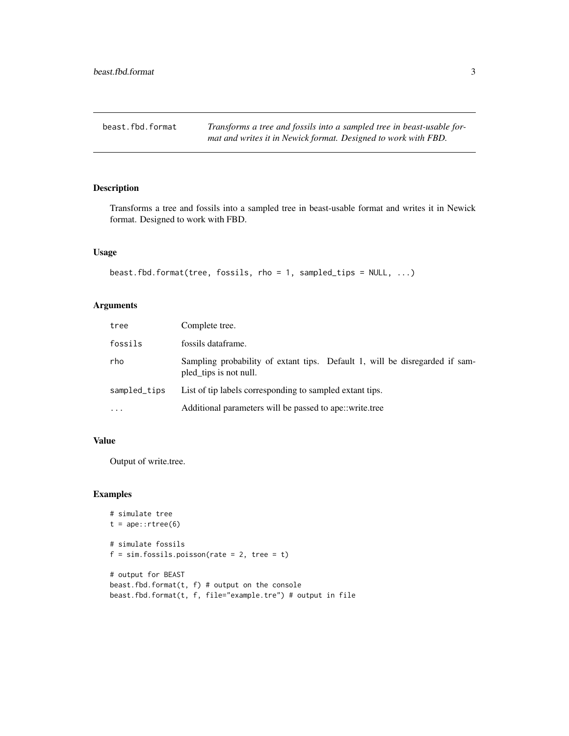# beast.fbd.format

*Transforms a tree and fossils into a sampled tree in beast-usable format and writes it in Newick format. Designed to work with FBD.*

## Description

Transforms a tree and fossils into a sampled tree in beast-usable format and writes it in Newick format. Designed to work with FBD.

## Usage

```
beast.fbd.format(tree, fossils, rho = 1, sampled_tips = NULL, ...)
```

## Arguments

| | |
|---|---|
| tree | Complete tree. |
| fossils | fossils dataframe. |
| rho | Sampling probability of extant tips. Default 1, will be disregarded if sampled_tips is not null. |
| sampled_tips | List of tip labels corresponding to sampled extant tips. |
| ... | Additional parameters will be passed to ape::write.tree |

## Value

Output of write.tree.

## Examples

```
# simulate tree
t = ape::rtree(6)

# simulate fossils
f = sim.fossils.poisson(rate = 2, tree = t)

# output for BEAST
beast.fbd.format(t, f) # output on the console
beast.fbd.format(t, f, file="example.tre") # output in file
```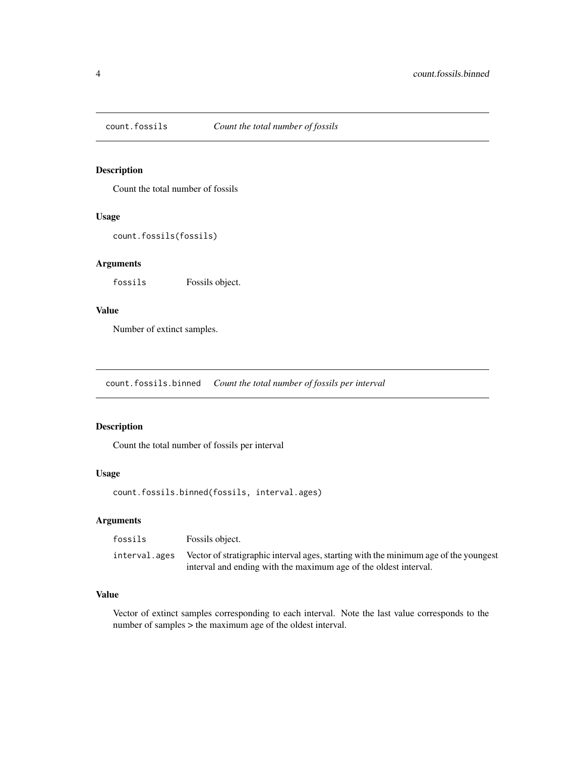## count.fossils — *Count the total number of fossils*

### Description

Count the total number of fossils

### Usage

```
count.fossils(fossils)
```

### Arguments

| | |
|---|---|
| `fossils` | Fossils object. |

### Value

Number of extinct samples.

## count.fossils.binned — *Count the total number of fossils per interval*

### Description

Count the total number of fossils per interval

### Usage

```
count.fossils.binned(fossils, interval.ages)
```

### Arguments

| | |
|---|---|
| `fossils` | Fossils object. |
| `interval.ages` | Vector of stratigraphic interval ages, starting with the minimum age of the youngest interval and ending with the maximum age of the oldest interval. |

### Value

Vector of extinct samples corresponding to each interval. Note the last value corresponds to the number of samples > the maximum age of the oldest interval.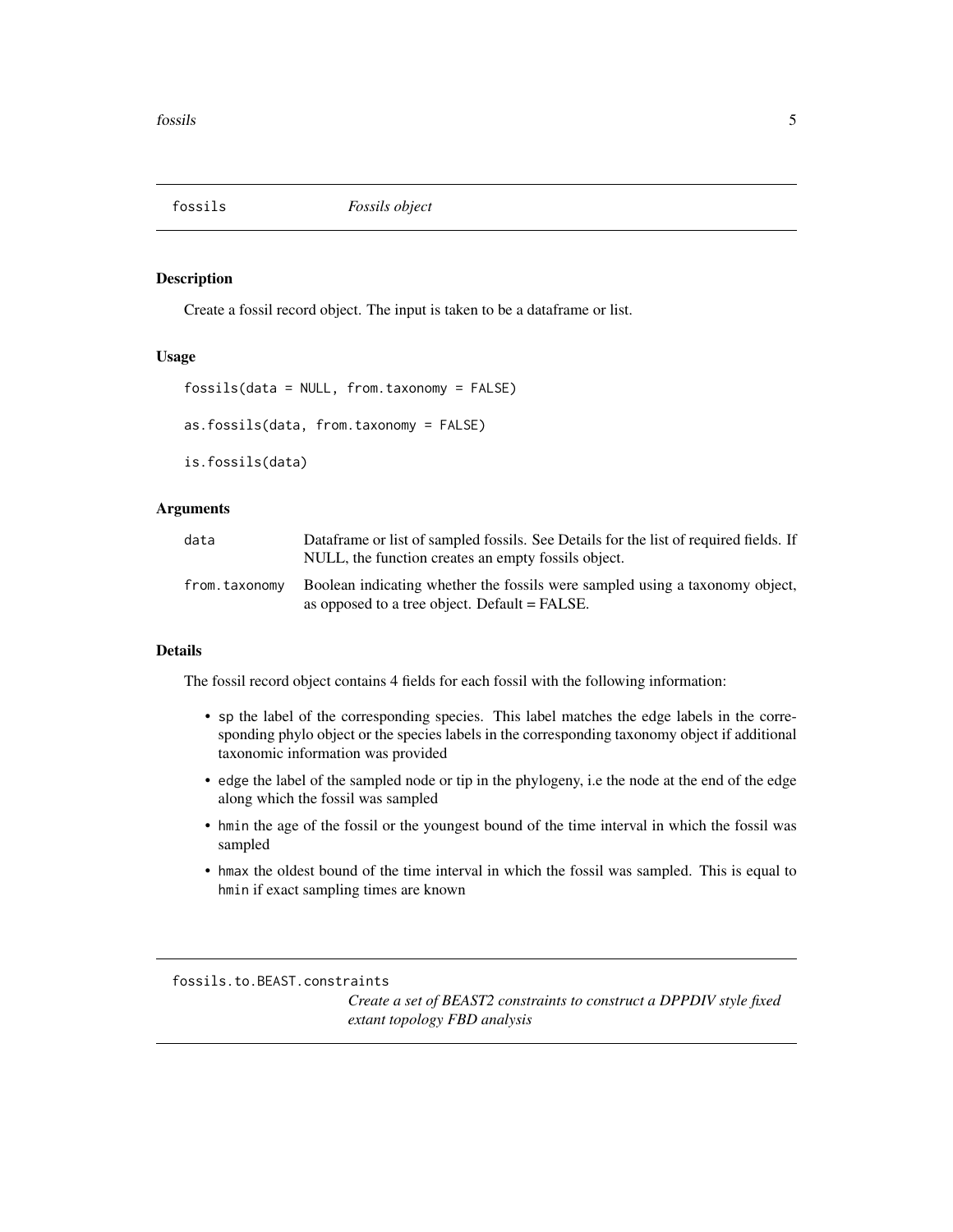## fossils *Fossils object*

### Description

Create a fossil record object. The input is taken to be a dataframe or list.

### Usage

```
fossils(data = NULL, from.taxonomy = FALSE)

as.fossils(data, from.taxonomy = FALSE)

is.fossils(data)
```

### Arguments

| | |
|---|---|
| data | Dataframe or list of sampled fossils. See Details for the list of required fields. If NULL, the function creates an empty fossils object. |
| from.taxonomy | Boolean indicating whether the fossils were sampled using a taxonomy object, as opposed to a tree object. Default = FALSE. |

### Details

The fossil record object contains 4 fields for each fossil with the following information:

- `sp` the label of the corresponding species. This label matches the edge labels in the corresponding phylo object or the species labels in the corresponding taxonomy object if additional taxonomic information was provided
- `edge` the label of the sampled node or tip in the phylogeny, i.e the node at the end of the edge along which the fossil was sampled
- `hmin` the age of the fossil or the youngest bound of the time interval in which the fossil was sampled
- `hmax` the oldest bound of the time interval in which the fossil was sampled. This is equal to `hmin` if exact sampling times are known

## fossils.to.BEAST.constraints *Create a set of BEAST2 constraints to construct a DPPDIV style fixed extant topology FBD analysis*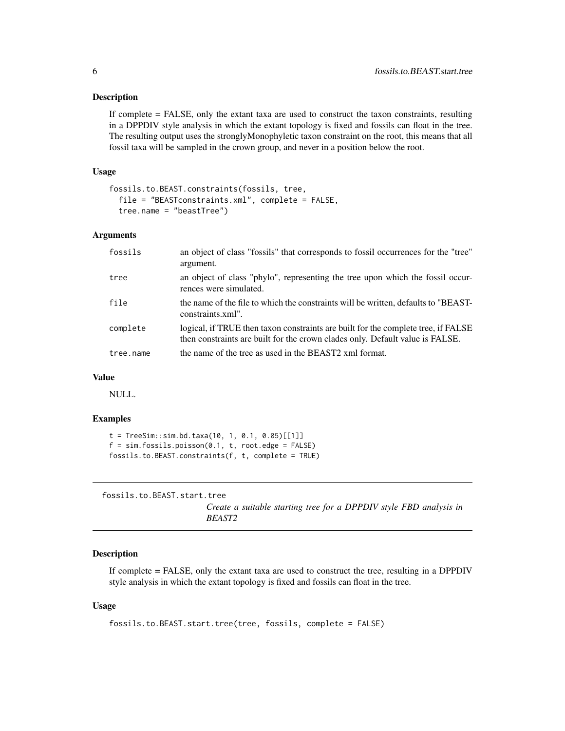## Description

If complete = FALSE, only the extant taxa are used to construct the taxon constraints, resulting in a DPPDIV style analysis in which the extant topology is fixed and fossils can float in the tree. The resulting output uses the stronglyMonophyletic taxon constraint on the root, this means that all fossil taxa will be sampled in the crown group, and never in a position below the root.

## Usage

```
fossils.to.BEAST.constraints(fossils, tree,
  file = "BEASTconstraints.xml", complete = FALSE,
  tree.name = "beastTree")
```

## Arguments

| | |
|---|---|
| fossils | an object of class "fossils" that corresponds to fossil occurrences for the "tree" argument. |
| tree | an object of class "phylo", representing the tree upon which the fossil occurrences were simulated. |
| file | the name of the file to which the constraints will be written, defaults to "BEASTconstraints.xml". |
| complete | logical, if TRUE then taxon constraints are built for the complete tree, if FALSE then constraints are built for the crown clades only. Default value is FALSE. |
| tree.name | the name of the tree as used in the BEAST2 xml format. |

## Value

NULL.

## Examples

```
t = TreeSim::sim.bd.taxa(10, 1, 0.1, 0.05)[[1]]
f = sim.fossils.poisson(0.1, t, root.edge = FALSE)
fossils.to.BEAST.constraints(f, t, complete = TRUE)
```

---

# fossils.to.BEAST.start.tree

*Create a suitable starting tree for a DPPDIV style FBD analysis in BEAST2*

## Description

If complete = FALSE, only the extant taxa are used to construct the tree, resulting in a DPPDIV style analysis in which the extant topology is fixed and fossils can float in the tree.

## Usage

```
fossils.to.BEAST.start.tree(tree, fossils, complete = FALSE)
```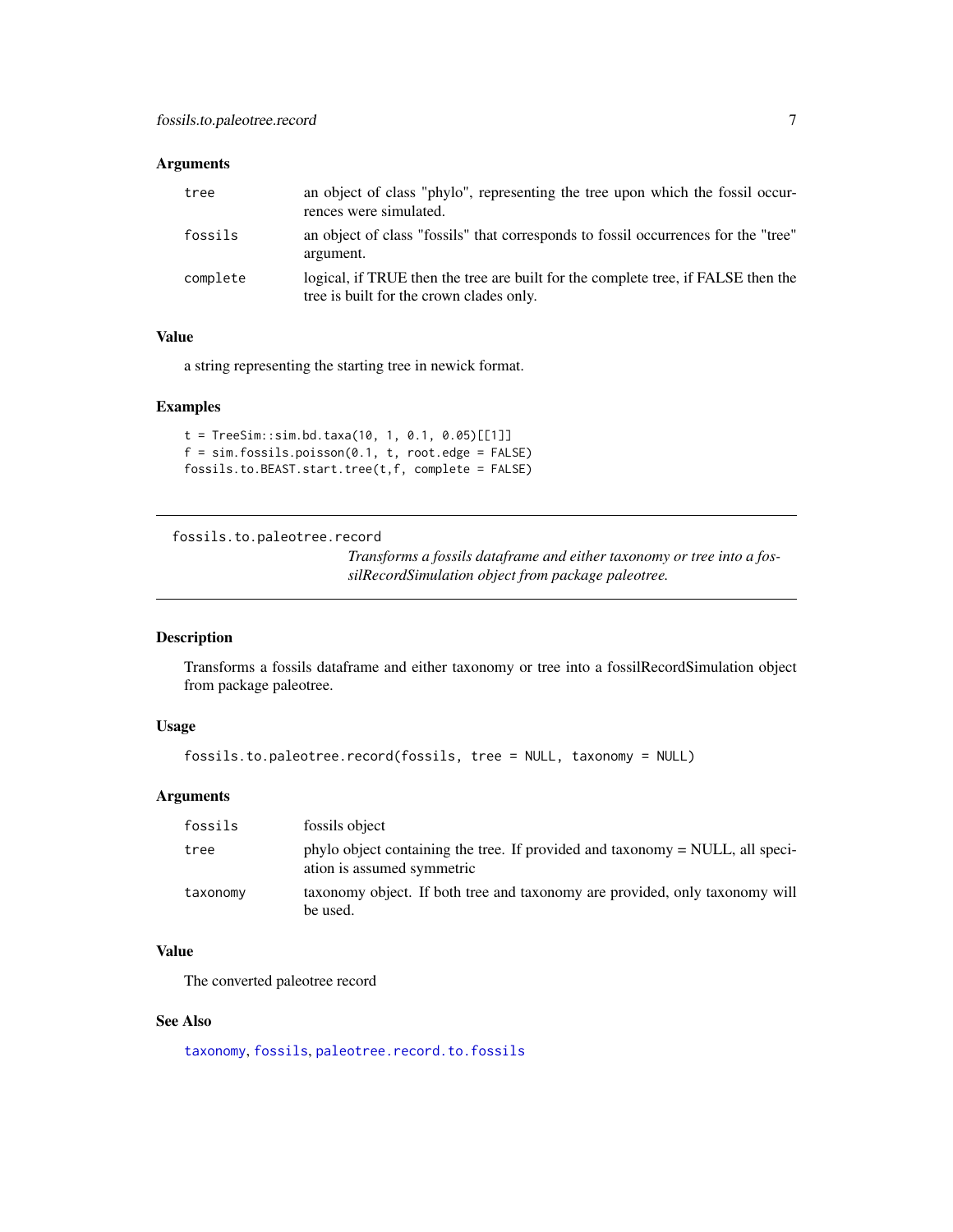### Arguments

| | |
|---|---|
| tree | an object of class "phylo", representing the tree upon which the fossil occurrences were simulated. |
| fossils | an object of class "fossils" that corresponds to fossil occurrences for the "tree" argument. |
| complete | logical, if TRUE then the tree are built for the complete tree, if FALSE then the tree is built for the crown clades only. |

### Value

a string representing the starting tree in newick format.

### Examples

```
t = TreeSim::sim.bd.taxa(10, 1, 0.1, 0.05)[[1]]
f = sim.fossils.poisson(0.1, t, root.edge = FALSE)
fossils.to.BEAST.start.tree(t,f, complete = FALSE)
```

---

## fossils.to.paleotree.record

*Transforms a fossils dataframe and either taxonomy or tree into a fossilRecordSimulation object from package paleotree.*

---

### Description

Transforms a fossils dataframe and either taxonomy or tree into a fossilRecordSimulation object from package paleotree.

### Usage

```
fossils.to.paleotree.record(fossils, tree = NULL, taxonomy = NULL)
```

### Arguments

| | |
|---|---|
| fossils | fossils object |
| tree | phylo object containing the tree. If provided and taxonomy = NULL, all speciation is assumed symmetric |
| taxonomy | taxonomy object. If both tree and taxonomy are provided, only taxonomy will be used. |

### Value

The converted paleotree record

### See Also

taxonomy, fossils, paleotree.record.to.fossils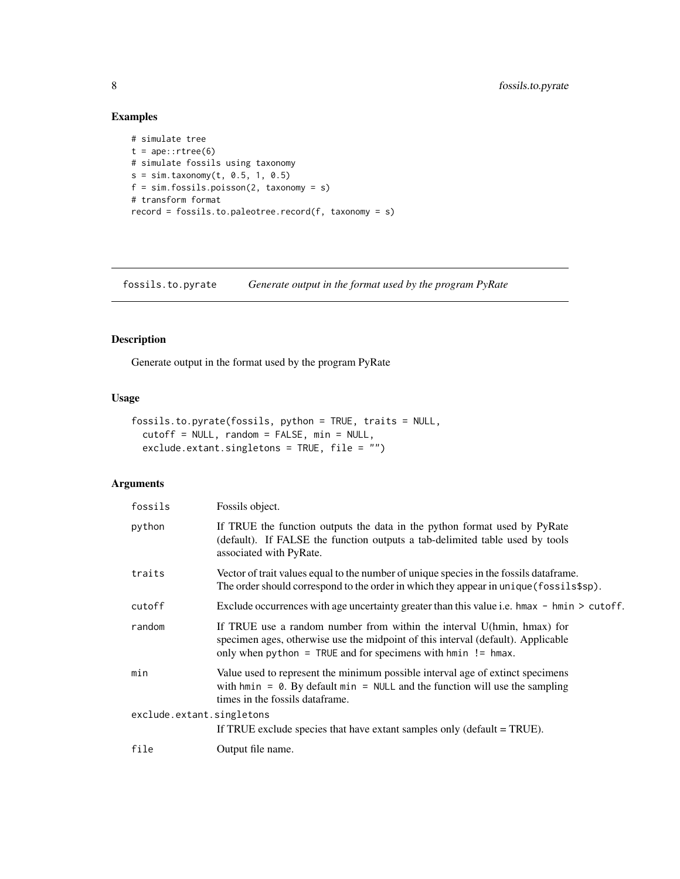## Examples

```
# simulate tree
t = ape::rtree(6)
# simulate fossils using taxonomy
s = sim.taxonomy(t, 0.5, 1, 0.5)
f = sim.fossils.poisson(2, taxonomy = s)
# transform format
record = fossils.to.paleotree.record(f, taxonomy = s)
```

---

# fossils.to.pyrate — *Generate output in the format used by the program PyRate*

---

## Description

Generate output in the format used by the program PyRate

## Usage

```
fossils.to.pyrate(fossils, python = TRUE, traits = NULL,
  cutoff = NULL, random = FALSE, min = NULL,
  exclude.extant.singletons = TRUE, file = "")
```

## Arguments

| Argument | Description |
|---|---|
| `fossils` | Fossils object. |
| `python` | If TRUE the function outputs the data in the python format used by PyRate (default). If FALSE the function outputs a tab-delimited table used by tools associated with PyRate. |
| `traits` | Vector of trait values equal to the number of unique species in the fossils dataframe. The order should correspond to the order in which they appear in `unique(fossils$sp)`. |
| `cutoff` | Exclude occurrences with age uncertainty greater than this value i.e. `hmax - hmin > cutoff`. |
| `random` | If TRUE use a random number from within the interval U(hmin, hmax) for specimen ages, otherwise use the midpoint of this interval (default). Applicable only when `python = TRUE` and for specimens with `hmin != hmax`. |
| `min` | Value used to represent the minimum possible interval age of extinct specimens with `hmin = 0`. By default `min = NULL` and the function will use the sampling times in the fossils dataframe. |
| `exclude.extant.singletons` | If TRUE exclude species that have extant samples only (default = TRUE). |
| `file` | Output file name. |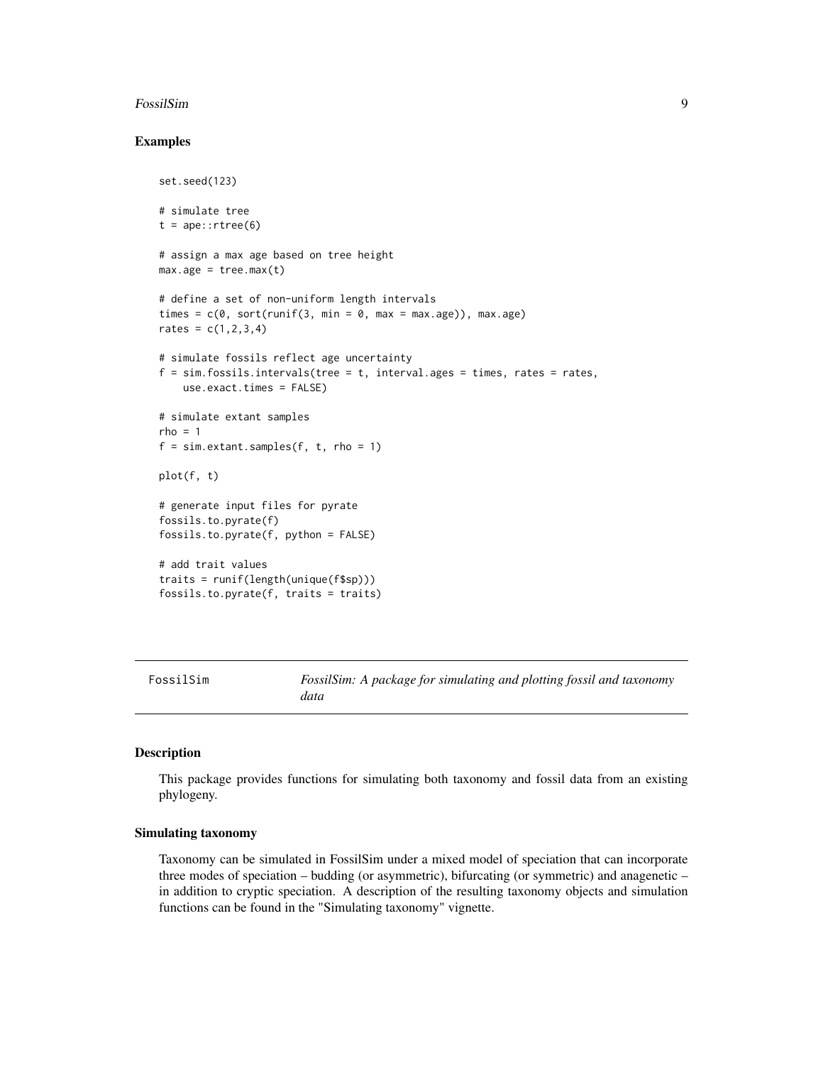### Examples

```
set.seed(123)

# simulate tree
t = ape::rtree(6)

# assign a max age based on tree height
max.age = tree.max(t)

# define a set of non-uniform length intervals
times = c(0, sort(runif(3, min = 0, max = max.age)), max.age)
rates = c(1,2,3,4)

# simulate fossils reflect age uncertainty
f = sim.fossils.intervals(tree = t, interval.ages = times, rates = rates,
    use.exact.times = FALSE)

# simulate extant samples
rho = 1
f = sim.extant.samples(f, t, rho = 1)

plot(f, t)

# generate input files for pyrate
fossils.to.pyrate(f)
fossils.to.pyrate(f, python = FALSE)

# add trait values
traits = runif(length(unique(f$sp)))
fossils.to.pyrate(f, traits = traits)
```

---

## FossilSim — *FossilSim: A package for simulating and plotting fossil and taxonomy data*

### Description

This package provides functions for simulating both taxonomy and fossil data from an existing phylogeny.

### Simulating taxonomy

Taxonomy can be simulated in FossilSim under a mixed model of speciation that can incorporate three modes of speciation – budding (or asymmetric), bifurcating (or symmetric) and anagenetic – in addition to cryptic speciation. A description of the resulting taxonomy objects and simulation functions can be found in the "Simulating taxonomy" vignette.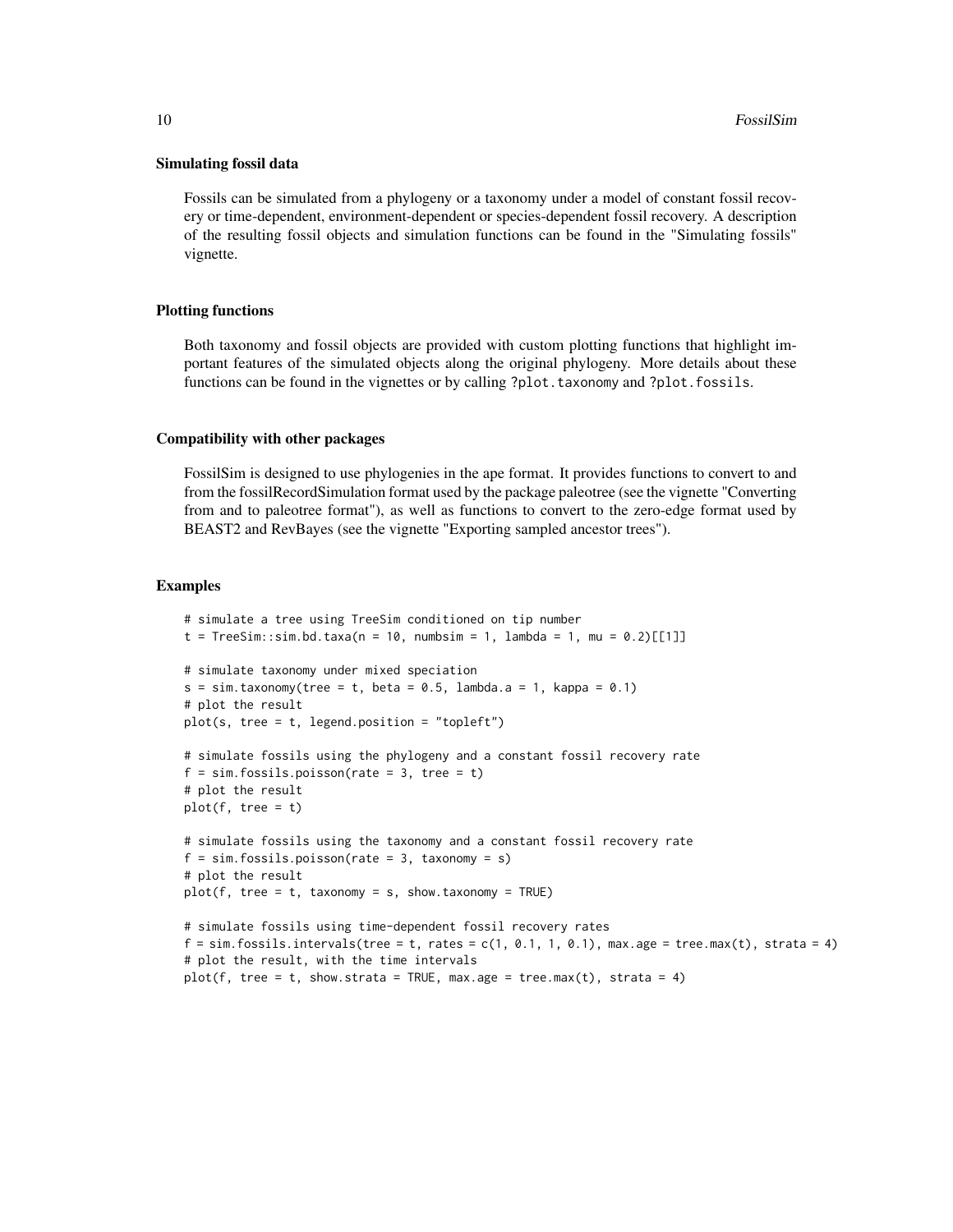### Simulating fossil data

Fossils can be simulated from a phylogeny or a taxonomy under a model of constant fossil recovery or time-dependent, environment-dependent or species-dependent fossil recovery. A description of the resulting fossil objects and simulation functions can be found in the "Simulating fossils" vignette.

### Plotting functions

Both taxonomy and fossil objects are provided with custom plotting functions that highlight important features of the simulated objects along the original phylogeny. More details about these functions can be found in the vignettes or by calling `?plot.taxonomy` and `?plot.fossils`.

### Compatibility with other packages

FossilSim is designed to use phylogenies in the ape format. It provides functions to convert to and from the fossilRecordSimulation format used by the package paleotree (see the vignette "Converting from and to paleotree format"), as well as functions to convert to the zero-edge format used by BEAST2 and RevBayes (see the vignette "Exporting sampled ancestor trees").

### Examples

```
# simulate a tree using TreeSim conditioned on tip number
t = TreeSim::sim.bd.taxa(n = 10, numbsim = 1, lambda = 1, mu = 0.2)[[1]]

# simulate taxonomy under mixed speciation
s = sim.taxonomy(tree = t, beta = 0.5, lambda.a = 1, kappa = 0.1)
# plot the result
plot(s, tree = t, legend.position = "topleft")

# simulate fossils using the phylogeny and a constant fossil recovery rate
f = sim.fossils.poisson(rate = 3, tree = t)
# plot the result
plot(f, tree = t)

# simulate fossils using the taxonomy and a constant fossil recovery rate
f = sim.fossils.poisson(rate = 3, taxonomy = s)
# plot the result
plot(f, tree = t, taxonomy = s, show.taxonomy = TRUE)

# simulate fossils using time-dependent fossil recovery rates
f = sim.fossils.intervals(tree = t, rates = c(1, 0.1, 1, 0.1), max.age = tree.max(t), strata = 4)
# plot the result, with the time intervals
plot(f, tree = t, show.strata = TRUE, max.age = tree.max(t), strata = 4)
```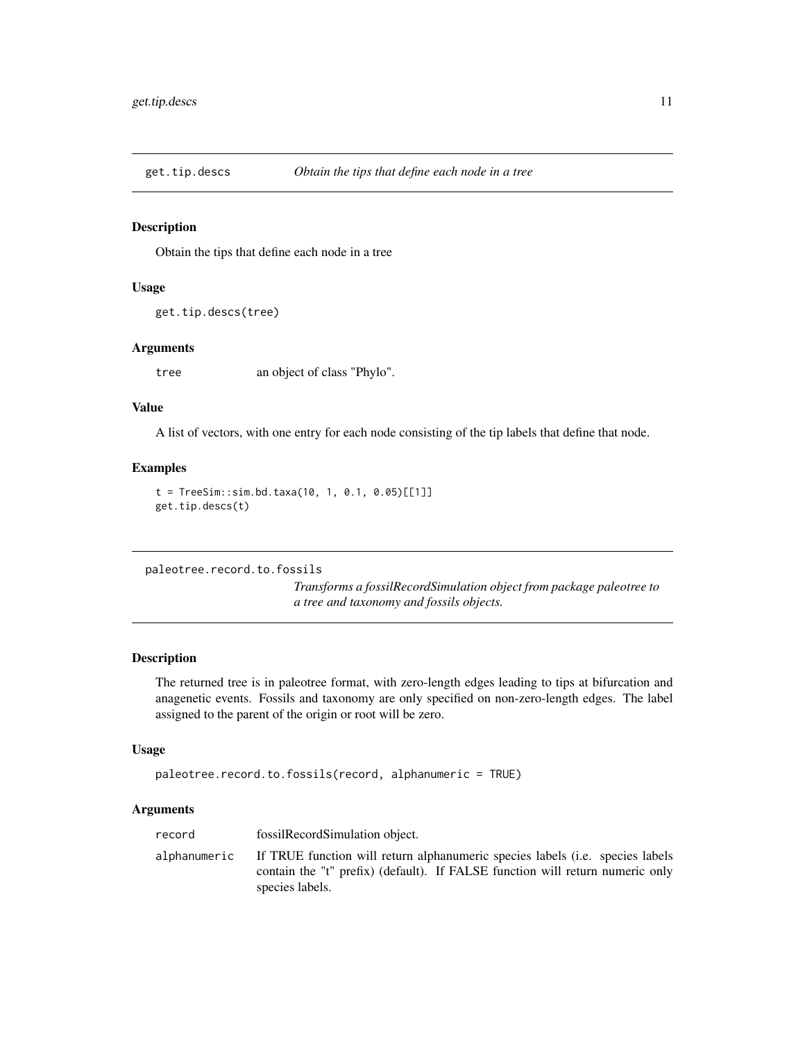## get.tip.descs — *Obtain the tips that define each node in a tree*

### Description

Obtain the tips that define each node in a tree

### Usage

```
get.tip.descs(tree)
```

### Arguments

| | |
|---|---|
| `tree` | an object of class "Phylo". |

### Value

A list of vectors, with one entry for each node consisting of the tip labels that define that node.

### Examples

```
t = TreeSim::sim.bd.taxa(10, 1, 0.1, 0.05)[[1]]
get.tip.descs(t)
```

## paleotree.record.to.fossils — *Transforms a fossilRecordSimulation object from package paleotree to a tree and taxonomy and fossils objects.*

### Description

The returned tree is in paleotree format, with zero-length edges leading to tips at bifurcation and anagenetic events. Fossils and taxonomy are only specified on non-zero-length edges. The label assigned to the parent of the origin or root will be zero.

### Usage

```
paleotree.record.to.fossils(record, alphanumeric = TRUE)
```

### Arguments

| | |
|---|---|
| `record` | fossilRecordSimulation object. |
| `alphanumeric` | If TRUE function will return alphanumeric species labels (i.e. species labels contain the "t" prefix) (default). If FALSE function will return numeric only species labels. |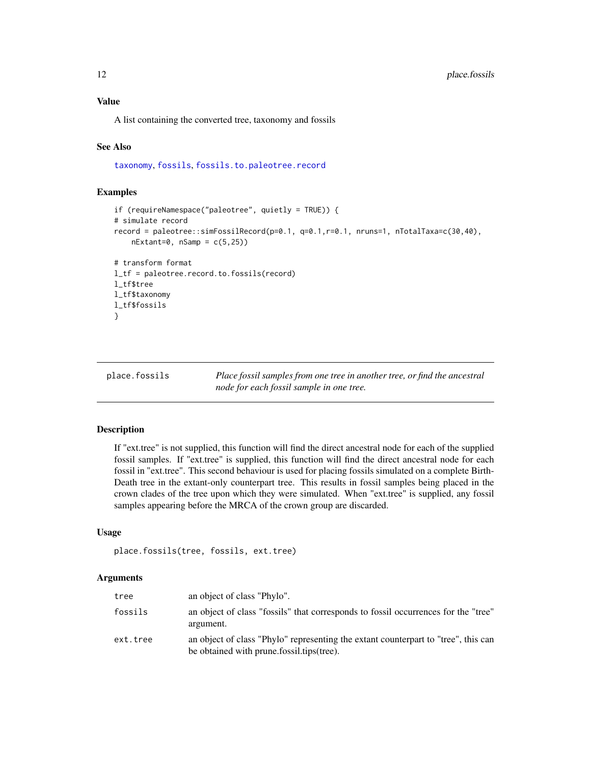### Value

A list containing the converted tree, taxonomy and fossils

### See Also

taxonomy, fossils, fossils.to.paleotree.record

### Examples

```
if (requireNamespace("paleotree", quietly = TRUE)) {
# simulate record
record = paleotree::simFossilRecord(p=0.1, q=0.1,r=0.1, nruns=1, nTotalTaxa=c(30,40),
    nExtant=0, nSamp = c(5,25))

# transform format
l_tf = paleotree.record.to.fossils(record)
l_tf$tree
l_tf$taxonomy
l_tf$fossils
}
```

---

## place.fossils

*Place fossil samples from one tree in another tree, or find the ancestral node for each fossil sample in one tree.*

### Description

If "ext.tree" is not supplied, this function will find the direct ancestral node for each of the supplied fossil samples. If "ext.tree" is supplied, this function will find the direct ancestral node for each fossil in "ext.tree". This second behaviour is used for placing fossils simulated on a complete Birth-Death tree in the extant-only counterpart tree. This results in fossil samples being placed in the crown clades of the tree upon which they were simulated. When "ext.tree" is supplied, any fossil samples appearing before the MRCA of the crown group are discarded.

### Usage

```
place.fossils(tree, fossils, ext.tree)
```

### Arguments

| | |
|---|---|
| `tree` | an object of class "Phylo". |
| `fossils` | an object of class "fossils" that corresponds to fossil occurrences for the "tree" argument. |
| `ext.tree` | an object of class "Phylo" representing the extant counterpart to "tree", this can be obtained with prune.fossil.tips(tree). |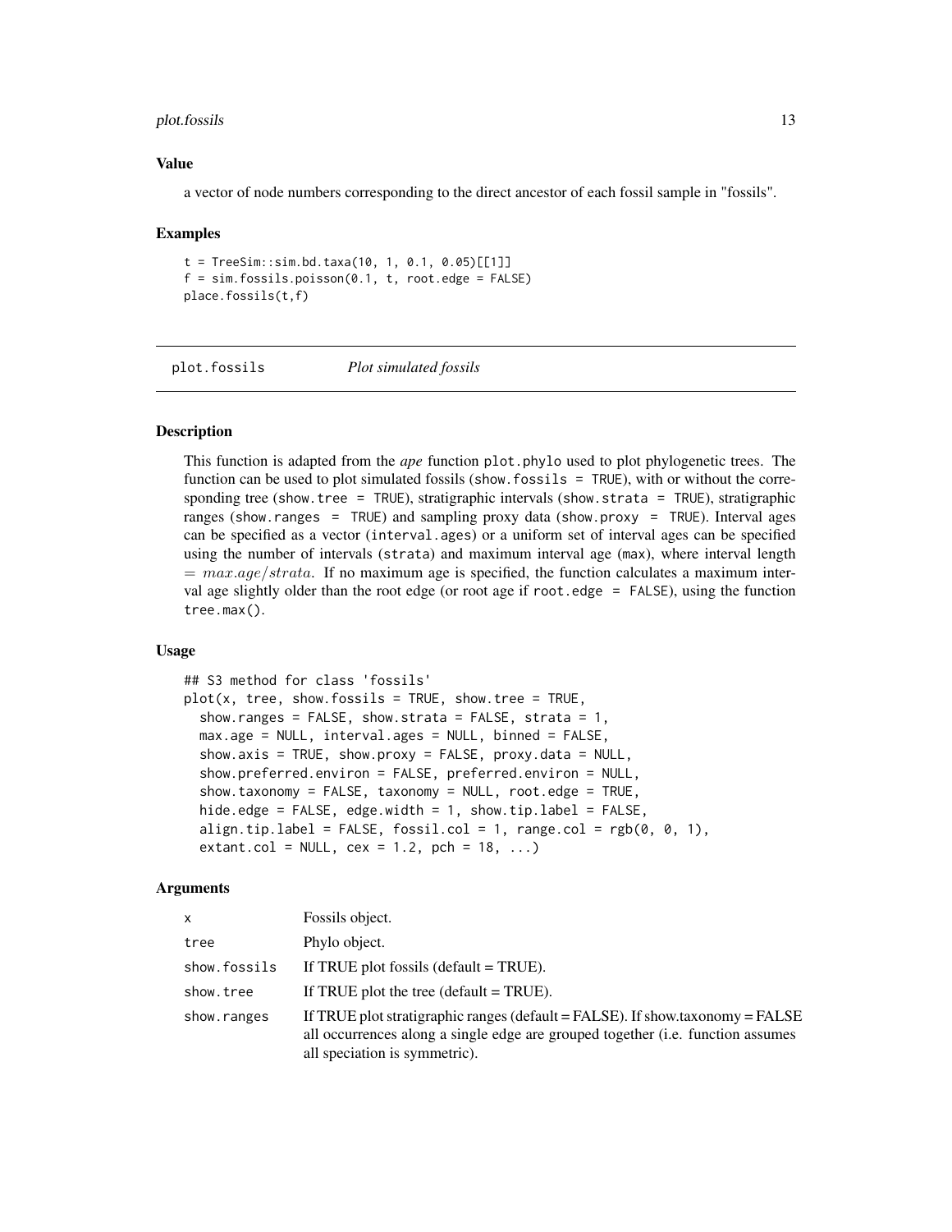### Value

a vector of node numbers corresponding to the direct ancestor of each fossil sample in "fossils".

### Examples

```
t = TreeSim::sim.bd.taxa(10, 1, 0.1, 0.05)[[1]]
f = sim.fossils.poisson(0.1, t, root.edge = FALSE)
place.fossils(t,f)
```

---

## plot.fossils — *Plot simulated fossils*

---

### Description

This function is adapted from the *ape* function `plot.phylo` used to plot phylogenetic trees. The function can be used to plot simulated fossils (`show.fossils = TRUE`), with or without the corresponding tree (`show.tree = TRUE`), stratigraphic intervals (`show.strata = TRUE`), stratigraphic ranges (`show.ranges = TRUE`) and sampling proxy data (`show.proxy = TRUE`). Interval ages can be specified as a vector (`interval.ages`) or a uniform set of interval ages can be specified using the number of intervals (`strata`) and maximum interval age (`max`), where interval length $= max.age/strata$. If no maximum age is specified, the function calculates a maximum interval age slightly older than the root edge (or root age if `root.edge = FALSE`), using the function `tree.max()`.

### Usage

```
## S3 method for class 'fossils'
plot(x, tree, show.fossils = TRUE, show.tree = TRUE,
  show.ranges = FALSE, show.strata = FALSE, strata = 1,
  max.age = NULL, interval.ages = NULL, binned = FALSE,
  show.axis = TRUE, show.proxy = FALSE, proxy.data = NULL,
  show.preferred.environ = FALSE, preferred.environ = NULL,
  show.taxonomy = FALSE, taxonomy = NULL, root.edge = TRUE,
  hide.edge = FALSE, edge.width = 1, show.tip.label = FALSE,
  align.tip.label = FALSE, fossil.col = 1, range.col = rgb(0, 0, 1),
  extant.col = NULL, cex = 1.2, pch = 18, ...)
```

### Arguments

| | |
|---|---|
| `x` | Fossils object. |
| `tree` | Phylo object. |
| `show.fossils` | If TRUE plot fossils (default = TRUE). |
| `show.tree` | If TRUE plot the tree (default = TRUE). |
| `show.ranges` | If TRUE plot stratigraphic ranges (default = FALSE). If show.taxonomy = FALSE all occurrences along a single edge are grouped together (i.e. function assumes all speciation is symmetric). |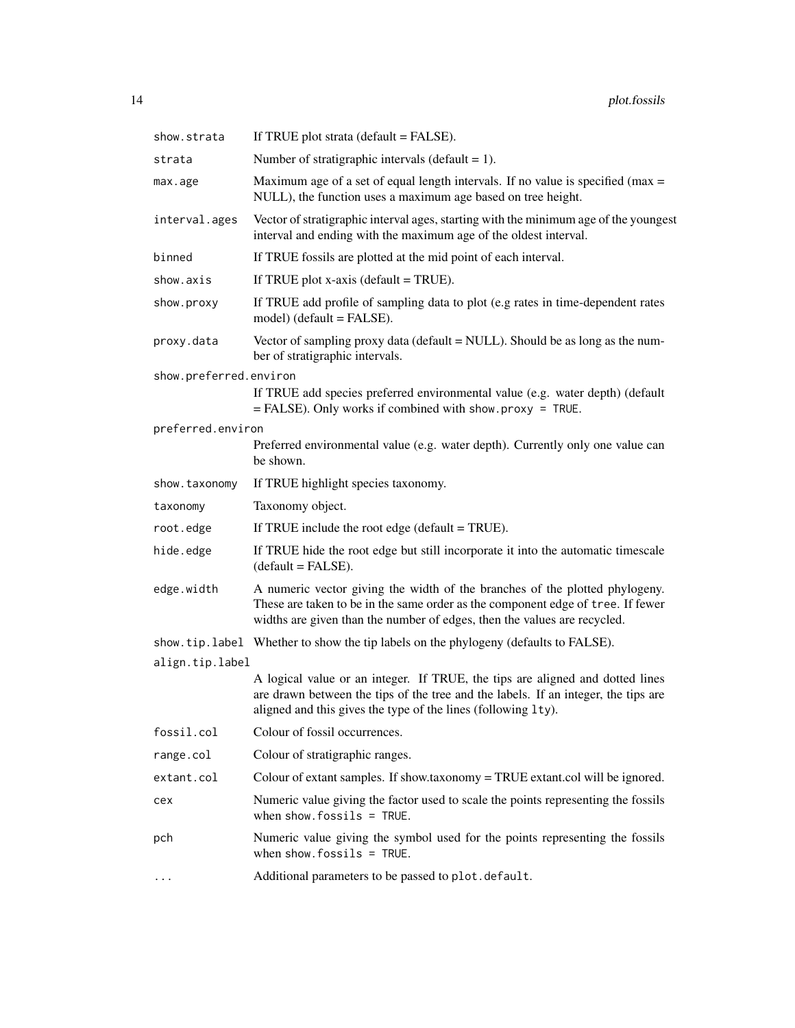| | |
|---|---|
| `show.strata` | If TRUE plot strata (default = FALSE). |
| `strata` | Number of stratigraphic intervals (default = 1). |
| `max.age` | Maximum age of a set of equal length intervals. If no value is specified (max = NULL), the function uses a maximum age based on tree height. |
| `interval.ages` | Vector of stratigraphic interval ages, starting with the minimum age of the youngest interval and ending with the maximum age of the oldest interval. |
| `binned` | If TRUE fossils are plotted at the mid point of each interval. |
| `show.axis` | If TRUE plot x-axis (default = TRUE). |
| `show.proxy` | If TRUE add profile of sampling data to plot (e.g rates in time-dependent rates model) (default = FALSE). |
| `proxy.data` | Vector of sampling proxy data (default = NULL). Should be as long as the number of stratigraphic intervals. |
| `show.preferred.environ` | If TRUE add species preferred environmental value (e.g. water depth) (default = FALSE). Only works if combined with `show.proxy = TRUE`. |
| `preferred.environ` | Preferred environmental value (e.g. water depth). Currently only one value can be shown. |
| `show.taxonomy` | If TRUE highlight species taxonomy. |
| `taxonomy` | Taxonomy object. |
| `root.edge` | If TRUE include the root edge (default = TRUE). |
| `hide.edge` | If TRUE hide the root edge but still incorporate it into the automatic timescale (default = FALSE). |
| `edge.width` | A numeric vector giving the width of the branches of the plotted phylogeny. These are taken to be in the same order as the component edge of `tree`. If fewer widths are given than the number of edges, then the values are recycled. |
| `show.tip.label` | Whether to show the tip labels on the phylogeny (defaults to FALSE). |
| `align.tip.label` | A logical value or an integer. If TRUE, the tips are aligned and dotted lines are drawn between the tips of the tree and the labels. If an integer, the tips are aligned and this gives the type of the lines (following `lty`). |
| `fossil.col` | Colour of fossil occurrences. |
| `range.col` | Colour of stratigraphic ranges. |
| `extant.col` | Colour of extant samples. If show.taxonomy = TRUE extant.col will be ignored. |
| `cex` | Numeric value giving the factor used to scale the points representing the fossils when `show.fossils = TRUE`. |
| `pch` | Numeric value giving the symbol used for the points representing the fossils when `show.fossils = TRUE`. |
| `...` | Additional parameters to be passed to `plot.default`. |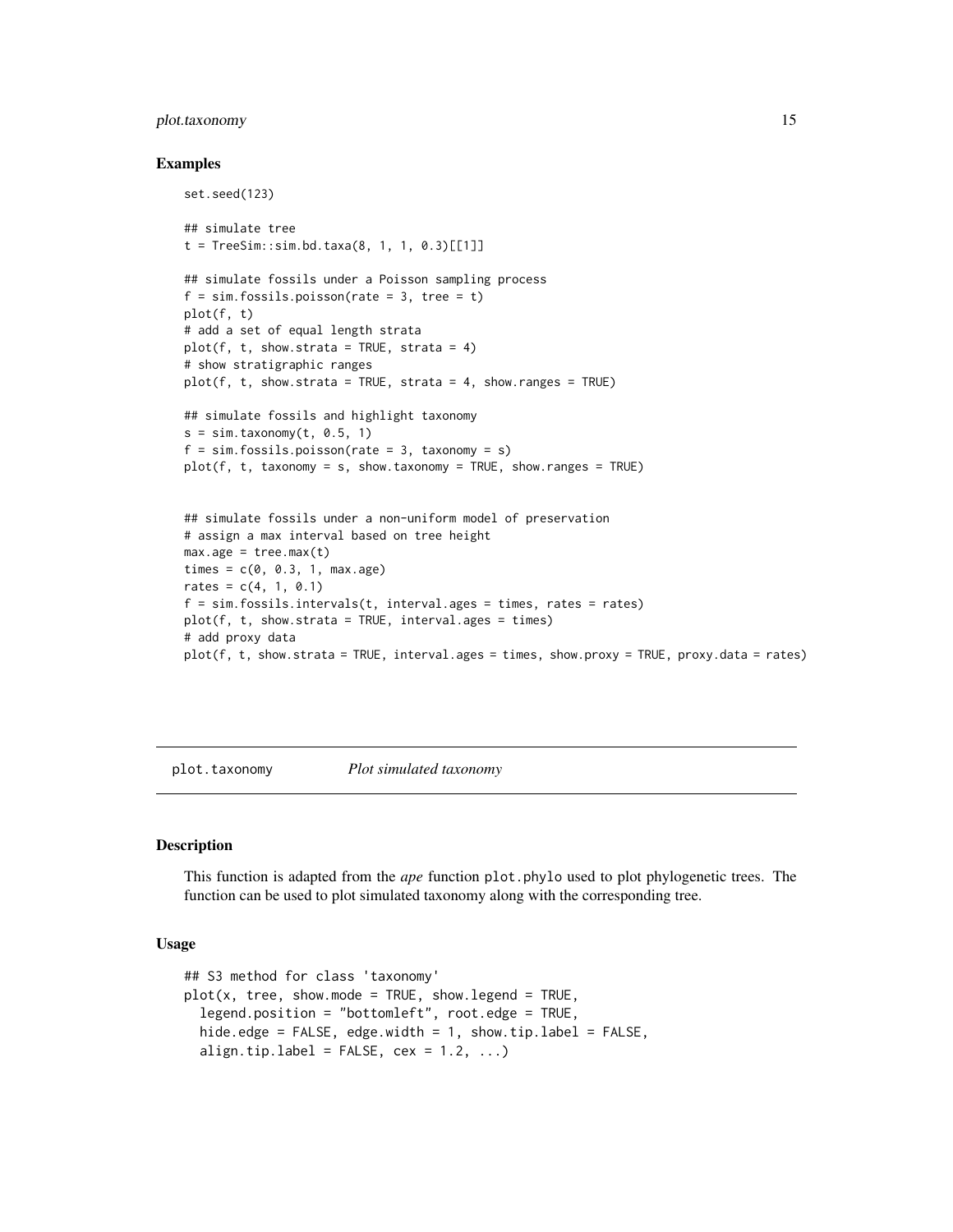### Examples

```
set.seed(123)

## simulate tree
t = TreeSim::sim.bd.taxa(8, 1, 1, 0.3)[[1]]

## simulate fossils under a Poisson sampling process
f = sim.fossils.poisson(rate = 3, tree = t)
plot(f, t)
# add a set of equal length strata
plot(f, t, show.strata = TRUE, strata = 4)
# show stratigraphic ranges
plot(f, t, show.strata = TRUE, strata = 4, show.ranges = TRUE)

## simulate fossils and highlight taxonomy
s = sim.taxonomy(t, 0.5, 1)
f = sim.fossils.poisson(rate = 3, taxonomy = s)
plot(f, t, taxonomy = s, show.taxonomy = TRUE, show.ranges = TRUE)


## simulate fossils under a non-uniform model of preservation
# assign a max interval based on tree height
max.age = tree.max(t)
times = c(0, 0.3, 1, max.age)
rates = c(4, 1, 0.1)
f = sim.fossils.intervals(t, interval.ages = times, rates = rates)
plot(f, t, show.strata = TRUE, interval.ages = times)
# add proxy data
plot(f, t, show.strata = TRUE, interval.ages = times, show.proxy = TRUE, proxy.data = rates)
```

## plot.taxonomy — *Plot simulated taxonomy*

### Description

This function is adapted from the *ape* function `plot.phylo` used to plot phylogenetic trees. The function can be used to plot simulated taxonomy along with the corresponding tree.

### Usage

```
## S3 method for class 'taxonomy'
plot(x, tree, show.mode = TRUE, show.legend = TRUE,
  legend.position = "bottomleft", root.edge = TRUE,
  hide.edge = FALSE, edge.width = 1, show.tip.label = FALSE,
  align.tip.label = FALSE, cex = 1.2, ...)
```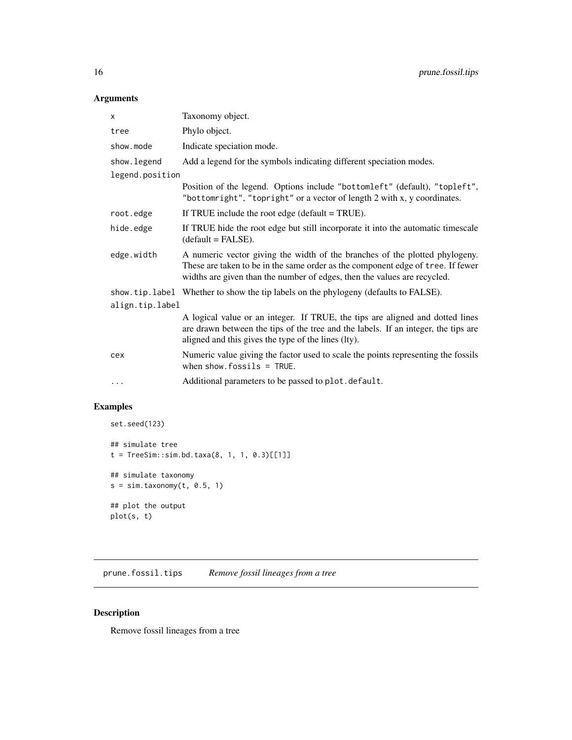### Arguments

| | |
|---|---|
| `x` | Taxonomy object. |
| `tree` | Phylo object. |
| `show.mode` | Indicate speciation mode. |
| `show.legend` | Add a legend for the symbols indicating different speciation modes. |
| `legend.position` | Position of the legend. Options include "bottomleft" (default), "topleft", "bottomright", "topright" or a vector of length 2 with x, y coordinates. |
| `root.edge` | If TRUE include the root edge (default = TRUE). |
| `hide.edge` | If TRUE hide the root edge but still incorporate it into the automatic timescale (default = FALSE). |
| `edge.width` | A numeric vector giving the width of the branches of the plotted phylogeny. These are taken to be in the same order as the component edge of `tree`. If fewer widths are given than the number of edges, then the values are recycled. |
| `show.tip.label` | Whether to show the tip labels on the phylogeny (defaults to FALSE). |
| `align.tip.label` | A logical value or an integer. If TRUE, the tips are aligned and dotted lines are drawn between the tips of the tree and the labels. If an integer, the tips are aligned and this gives the type of the lines (lty). |
| `cex` | Numeric value giving the factor used to scale the points representing the fossils when `show.fossils = TRUE`. |
| `...` | Additional parameters to be passed to `plot.default`. |

### Examples

```
set.seed(123)

## simulate tree
t = TreeSim::sim.bd.taxa(8, 1, 1, 0.3)[[1]]

## simulate taxonomy
s = sim.taxonomy(t, 0.5, 1)

## plot the output
plot(s, t)
```

---

## prune.fossil.tips    *Remove fossil lineages from a tree*

### Description

Remove fossil lineages from a tree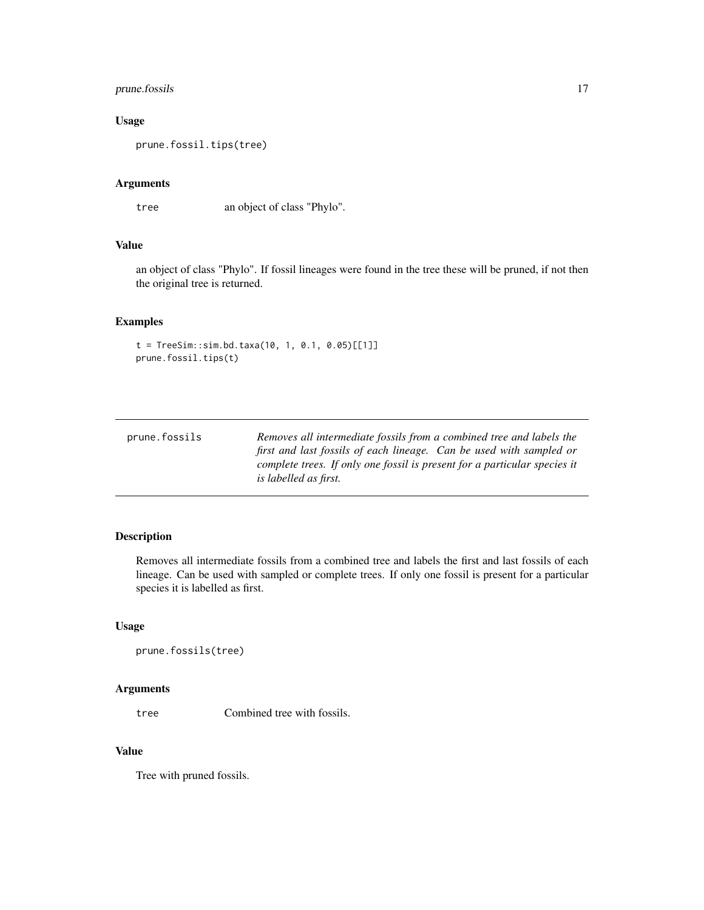### Usage

```
prune.fossil.tips(tree)
```

### Arguments

| | |
|---|---|
| tree | an object of class "Phylo". |

### Value

an object of class "Phylo". If fossil lineages were found in the tree these will be pruned, if not then the original tree is returned.

### Examples

```
t = TreeSim::sim.bd.taxa(10, 1, 0.1, 0.05)[[1]]
prune.fossil.tips(t)
```

---

## prune.fossils

*Removes all intermediate fossils from a combined tree and labels the first and last fossils of each lineage. Can be used with sampled or complete trees. If only one fossil is present for a particular species it is labelled as first.*

---

### Description

Removes all intermediate fossils from a combined tree and labels the first and last fossils of each lineage. Can be used with sampled or complete trees. If only one fossil is present for a particular species it is labelled as first.

### Usage

```
prune.fossils(tree)
```

### Arguments

| | |
|---|---|
| tree | Combined tree with fossils. |

### Value

Tree with pruned fossils.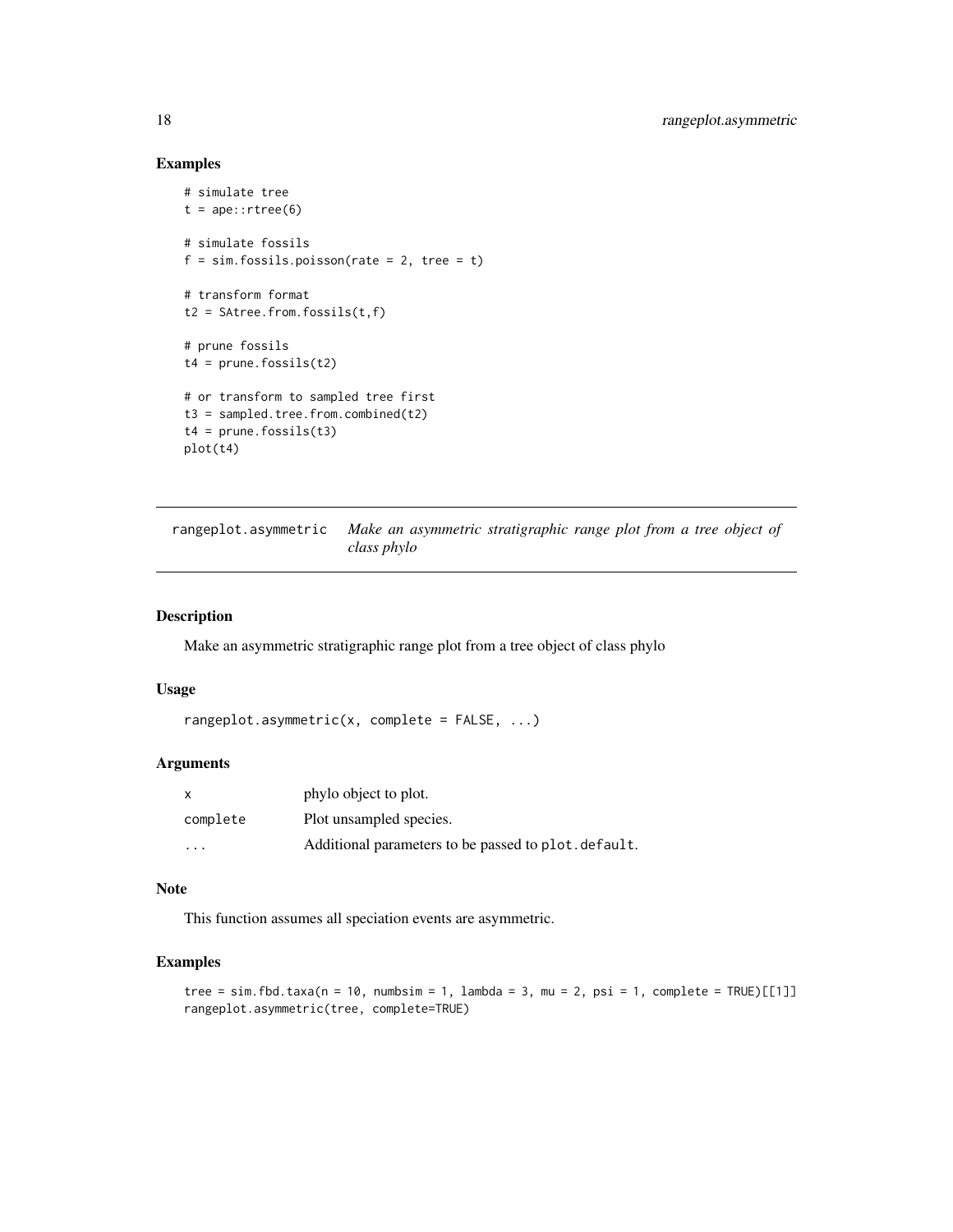## Examples

```
# simulate tree
t = ape::rtree(6)

# simulate fossils
f = sim.fossils.poisson(rate = 2, tree = t)

# transform format
t2 = SAtree.from.fossils(t,f)

# prune fossils
t4 = prune.fossils(t2)

# or transform to sampled tree first
t3 = sampled.tree.from.combined(t2)
t4 = prune.fossils(t3)
plot(t4)
```

---

# rangeplot.asymmetric

*Make an asymmetric stratigraphic range plot from a tree object of class phylo*

## Description

Make an asymmetric stratigraphic range plot from a tree object of class phylo

## Usage

```
rangeplot.asymmetric(x, complete = FALSE, ...)
```

## Arguments

| | |
|---|---|
| x | phylo object to plot. |
| complete | Plot unsampled species. |
| ... | Additional parameters to be passed to `plot.default`. |

## Note

This function assumes all speciation events are asymmetric.

## Examples

```
tree = sim.fbd.taxa(n = 10, numbsim = 1, lambda = 3, mu = 2, psi = 1, complete = TRUE)[[1]]
rangeplot.asymmetric(tree, complete=TRUE)
```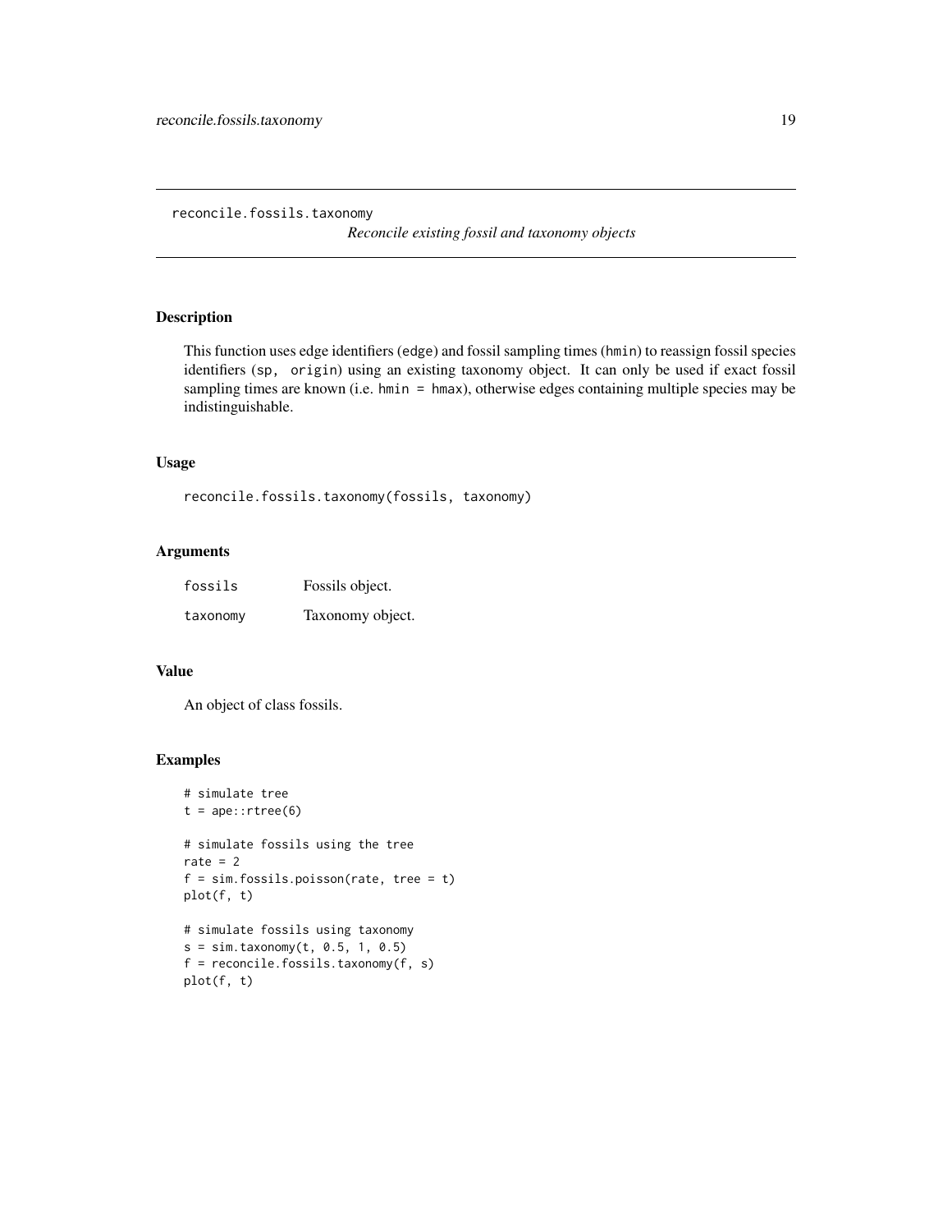reconcile.fossils.taxonomy

*Reconcile existing fossil and taxonomy objects*

## Description

This function uses edge identifiers (`edge`) and fossil sampling times (`hmin`) to reassign fossil species identifiers (`sp, origin`) using an existing taxonomy object. It can only be used if exact fossil sampling times are known (i.e. `hmin = hmax`), otherwise edges containing multiple species may be indistinguishable.

## Usage

```
reconcile.fossils.taxonomy(fossils, taxonomy)
```

## Arguments

| | |
|---|---|
| `fossils` | Fossils object. |
| `taxonomy` | Taxonomy object. |

## Value

An object of class fossils.

## Examples

```
# simulate tree
t = ape::rtree(6)

# simulate fossils using the tree
rate = 2
f = sim.fossils.poisson(rate, tree = t)
plot(f, t)

# simulate fossils using taxonomy
s = sim.taxonomy(t, 0.5, 1, 0.5)
f = reconcile.fossils.taxonomy(f, s)
plot(f, t)
```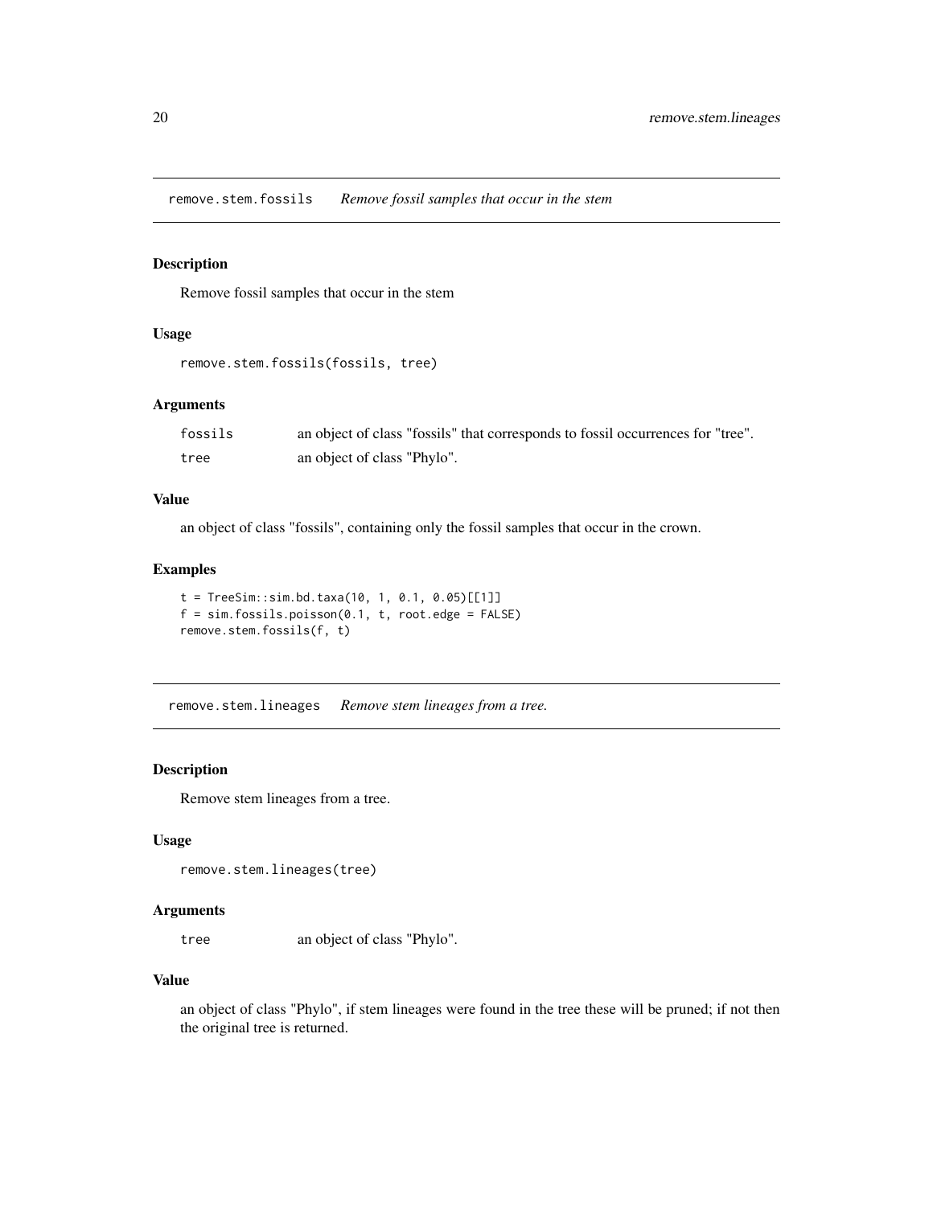## remove.stem.fossils *Remove fossil samples that occur in the stem*

### Description

Remove fossil samples that occur in the stem

### Usage

```
remove.stem.fossils(fossils, tree)
```

### Arguments

| | |
|---|---|
| fossils | an object of class "fossils" that corresponds to fossil occurrences for "tree". |
| tree | an object of class "Phylo". |

### Value

an object of class "fossils", containing only the fossil samples that occur in the crown.

### Examples

```
t = TreeSim::sim.bd.taxa(10, 1, 0.1, 0.05)[[1]]
f = sim.fossils.poisson(0.1, t, root.edge = FALSE)
remove.stem.fossils(f, t)
```

## remove.stem.lineages *Remove stem lineages from a tree.*

### Description

Remove stem lineages from a tree.

### Usage

```
remove.stem.lineages(tree)
```

### Arguments

| | |
|---|---|
| tree | an object of class "Phylo". |

### Value

an object of class "Phylo", if stem lineages were found in the tree these will be pruned; if not then the original tree is returned.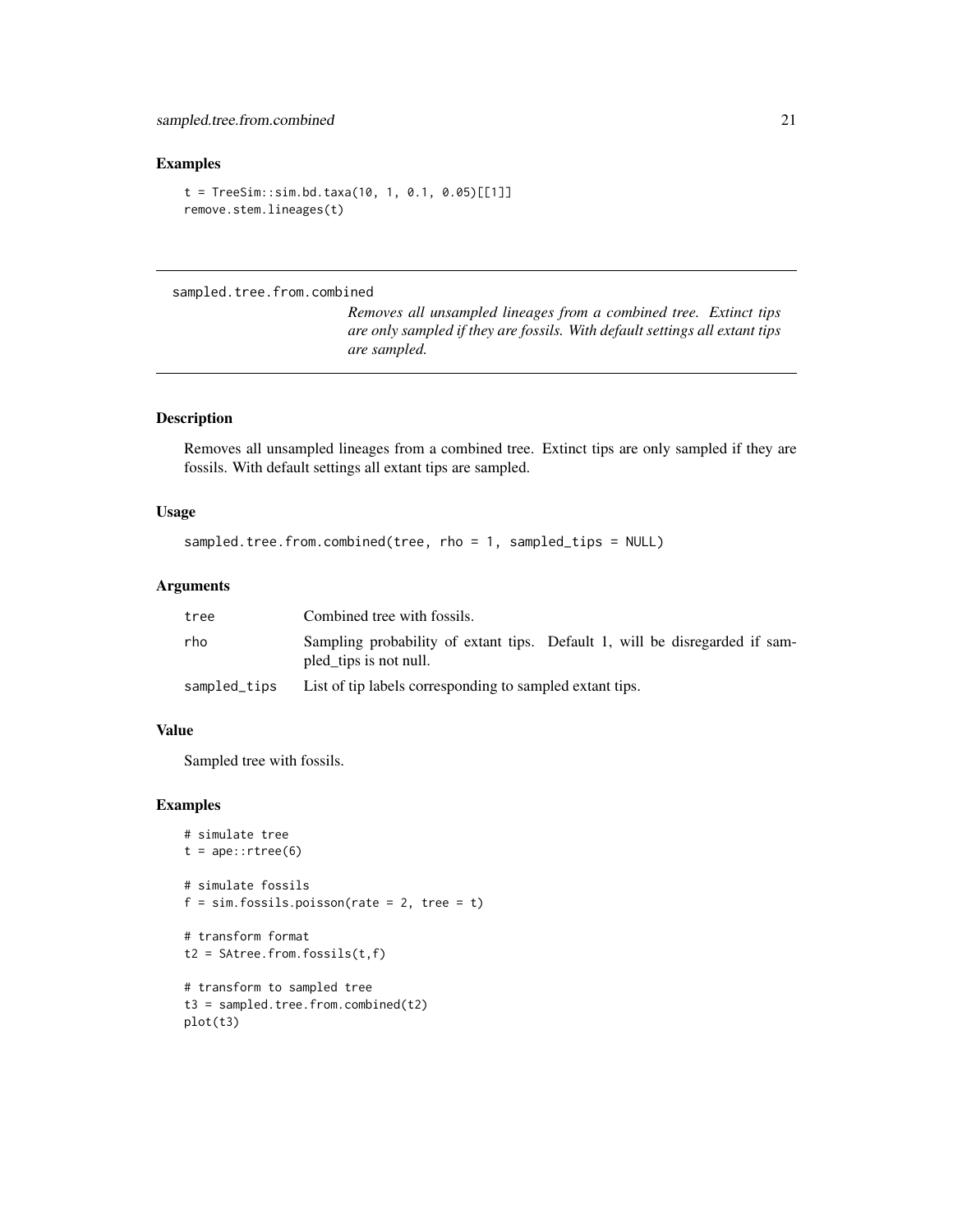## Examples

```
t = TreeSim::sim.bd.taxa(10, 1, 0.1, 0.05)[[1]]
remove.stem.lineages(t)
```

---

# sampled.tree.from.combined

*Removes all unsampled lineages from a combined tree. Extinct tips are only sampled if they are fossils. With default settings all extant tips are sampled.*

---

## Description

Removes all unsampled lineages from a combined tree. Extinct tips are only sampled if they are fossils. With default settings all extant tips are sampled.

## Usage

```
sampled.tree.from.combined(tree, rho = 1, sampled_tips = NULL)
```

## Arguments

| | |
|---|---|
| tree | Combined tree with fossils. |
| rho | Sampling probability of extant tips. Default 1, will be disregarded if sampled_tips is not null. |
| sampled_tips | List of tip labels corresponding to sampled extant tips. |

## Value

Sampled tree with fossils.

## Examples

```
# simulate tree
t = ape::rtree(6)

# simulate fossils
f = sim.fossils.poisson(rate = 2, tree = t)

# transform format
t2 = SAtree.from.fossils(t,f)

# transform to sampled tree
t3 = sampled.tree.from.combined(t2)
plot(t3)
```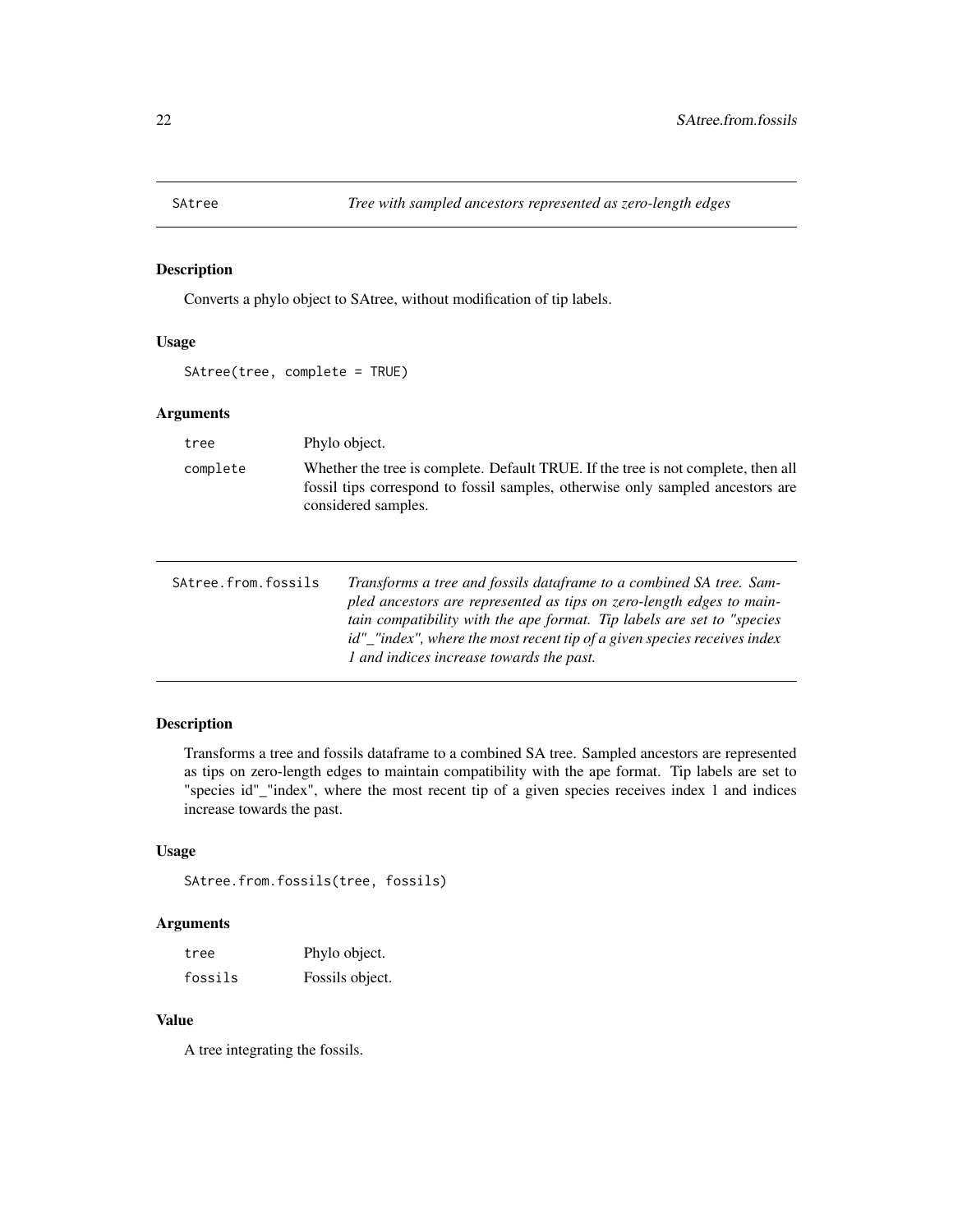## SAtree — *Tree with sampled ancestors represented as zero-length edges*

### Description

Converts a phylo object to SAtree, without modification of tip labels.

### Usage

```
SAtree(tree, complete = TRUE)
```

### Arguments

| | |
|---|---|
| `tree` | Phylo object. |
| `complete` | Whether the tree is complete. Default TRUE. If the tree is not complete, then all fossil tips correspond to fossil samples, otherwise only sampled ancestors are considered samples. |

## SAtree.from.fossils — *Transforms a tree and fossils dataframe to a combined SA tree. Sampled ancestors are represented as tips on zero-length edges to maintain compatibility with the ape format. Tip labels are set to "species id"_"index", where the most recent tip of a given species receives index 1 and indices increase towards the past.*

### Description

Transforms a tree and fossils dataframe to a combined SA tree. Sampled ancestors are represented as tips on zero-length edges to maintain compatibility with the ape format. Tip labels are set to "species id"_"index", where the most recent tip of a given species receives index 1 and indices increase towards the past.

### Usage

```
SAtree.from.fossils(tree, fossils)
```

### Arguments

| | |
|---|---|
| `tree` | Phylo object. |
| `fossils` | Fossils object. |

### Value

A tree integrating the fossils.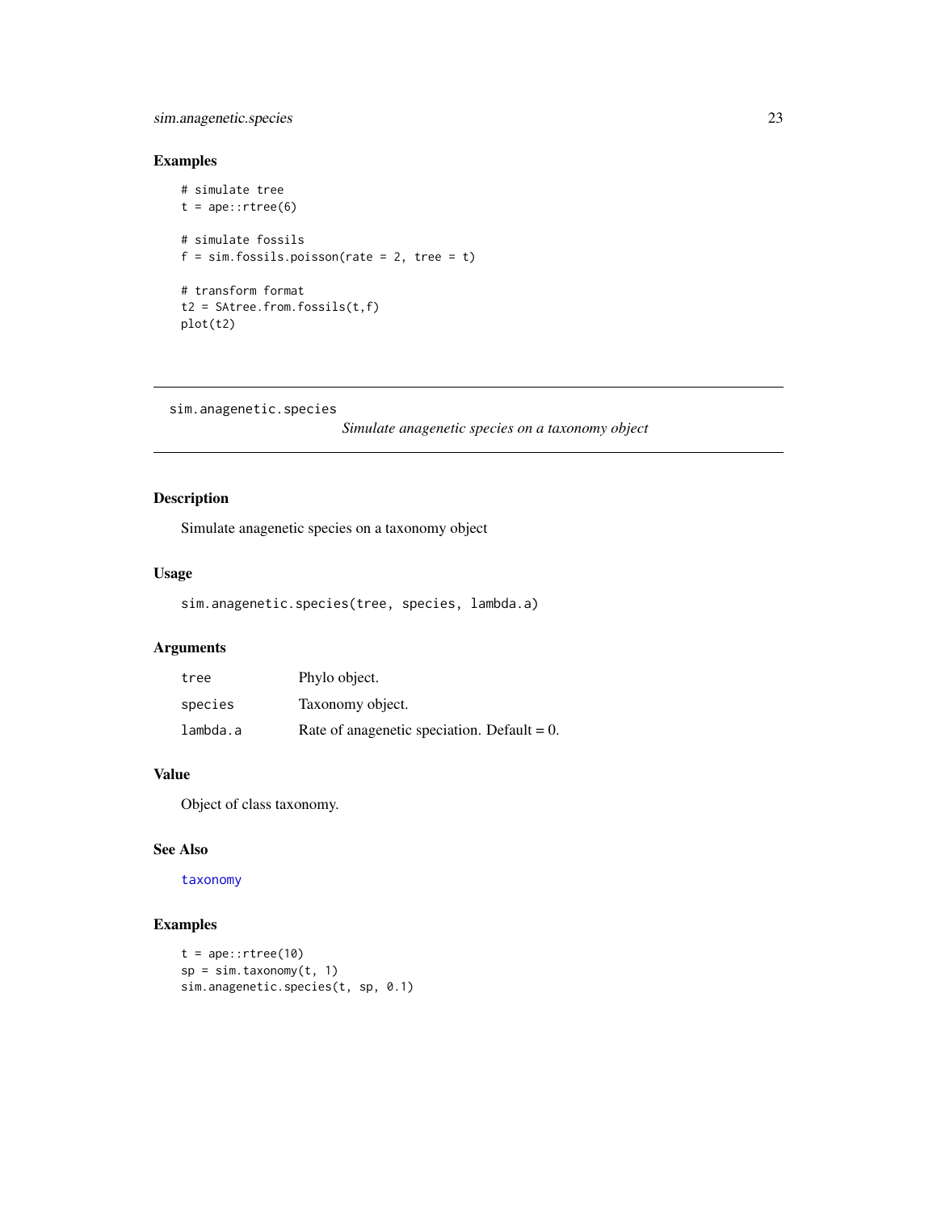## Examples

```
# simulate tree
t = ape::rtree(6)

# simulate fossils
f = sim.fossils.poisson(rate = 2, tree = t)

# transform format
t2 = SAtree.from.fossils(t,f)
plot(t2)
```

---

# sim.anagenetic.species

*Simulate anagenetic species on a taxonomy object*

---

## Description

Simulate anagenetic species on a taxonomy object

## Usage

```
sim.anagenetic.species(tree, species, lambda.a)
```

## Arguments

| | |
|---|---|
| `tree` | Phylo object. |
| `species` | Taxonomy object. |
| `lambda.a` | Rate of anagenetic speciation. Default = 0. |

## Value

Object of class taxonomy.

## See Also

`taxonomy`

## Examples

```
t = ape::rtree(10)
sp = sim.taxonomy(t, 1)
sim.anagenetic.species(t, sp, 0.1)
```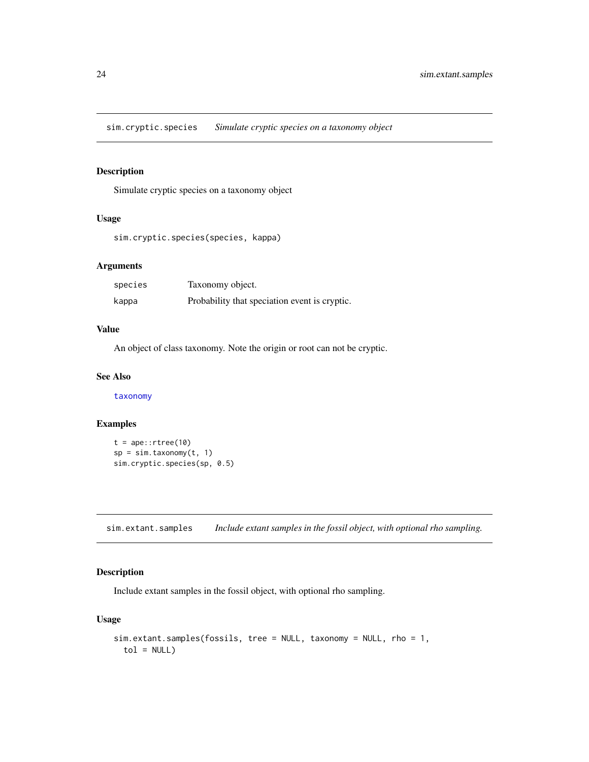## sim.cryptic.species — *Simulate cryptic species on a taxonomy object*

### Description

Simulate cryptic species on a taxonomy object

### Usage

```
sim.cryptic.species(species, kappa)
```

### Arguments

| | |
|---|---|
| species | Taxonomy object. |
| kappa | Probability that speciation event is cryptic. |

### Value

An object of class taxonomy. Note the origin or root can not be cryptic.

### See Also

taxonomy

### Examples

```
t = ape::rtree(10)
sp = sim.taxonomy(t, 1)
sim.cryptic.species(sp, 0.5)
```

## sim.extant.samples — *Include extant samples in the fossil object, with optional rho sampling.*

### Description

Include extant samples in the fossil object, with optional rho sampling.

### Usage

```
sim.extant.samples(fossils, tree = NULL, taxonomy = NULL, rho = 1,
  tol = NULL)
```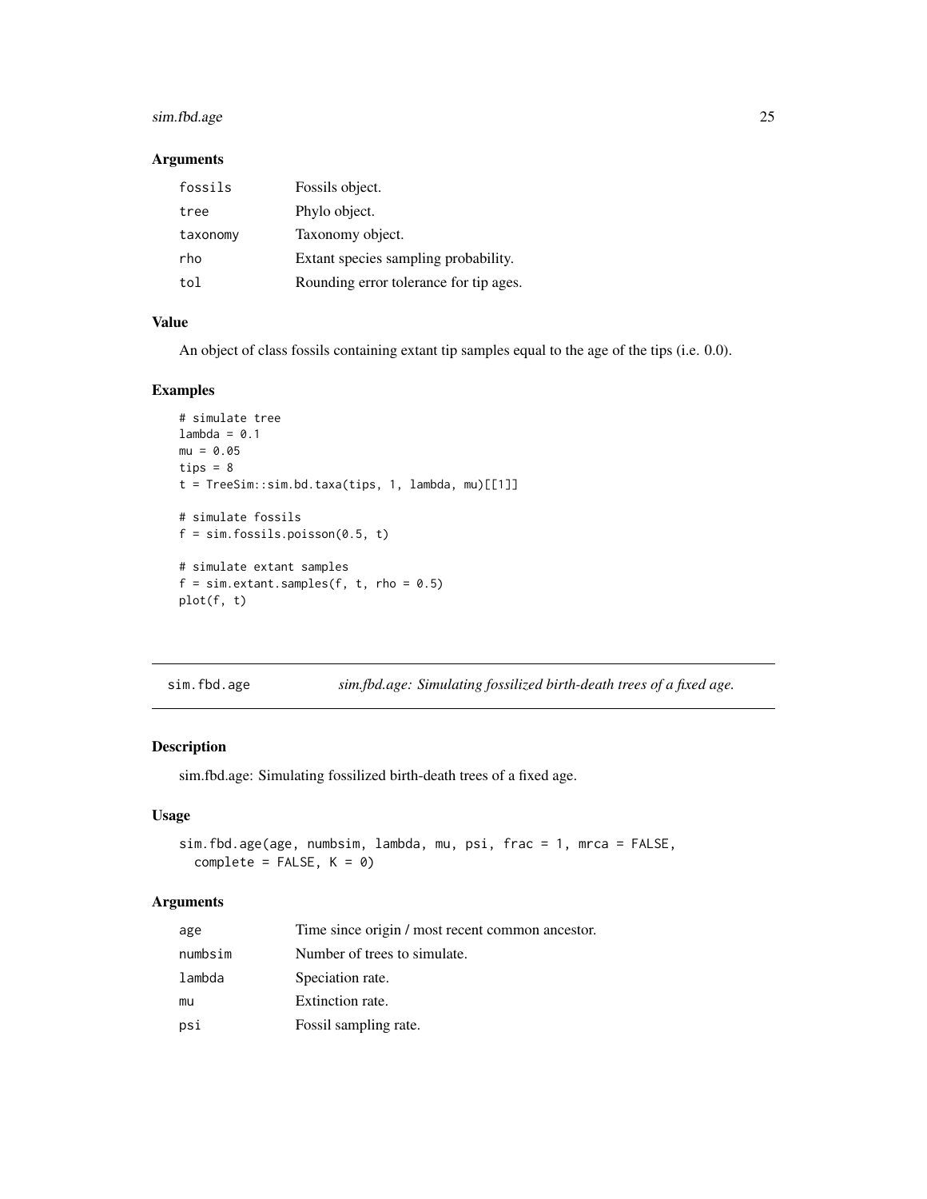### Arguments

| | |
|---|---|
| fossils | Fossils object. |
| tree | Phylo object. |
| taxonomy | Taxonomy object. |
| rho | Extant species sampling probability. |
| tol | Rounding error tolerance for tip ages. |

### Value

An object of class fossils containing extant tip samples equal to the age of the tips (i.e. 0.0).

### Examples

```
# simulate tree
lambda = 0.1
mu = 0.05
tips = 8
t = TreeSim::sim.bd.taxa(tips, 1, lambda, mu)[[1]]

# simulate fossils
f = sim.fossils.poisson(0.5, t)

# simulate extant samples
f = sim.extant.samples(f, t, rho = 0.5)
plot(f, t)
```

---

## sim.fbd.age — *sim.fbd.age: Simulating fossilized birth-death trees of a fixed age.*

### Description

sim.fbd.age: Simulating fossilized birth-death trees of a fixed age.

### Usage

```
sim.fbd.age(age, numbsim, lambda, mu, psi, frac = 1, mrca = FALSE,
  complete = FALSE, K = 0)
```

### Arguments

| | |
|---|---|
| age | Time since origin / most recent common ancestor. |
| numbsim | Number of trees to simulate. |
| lambda | Speciation rate. |
| mu | Extinction rate. |
| psi | Fossil sampling rate. |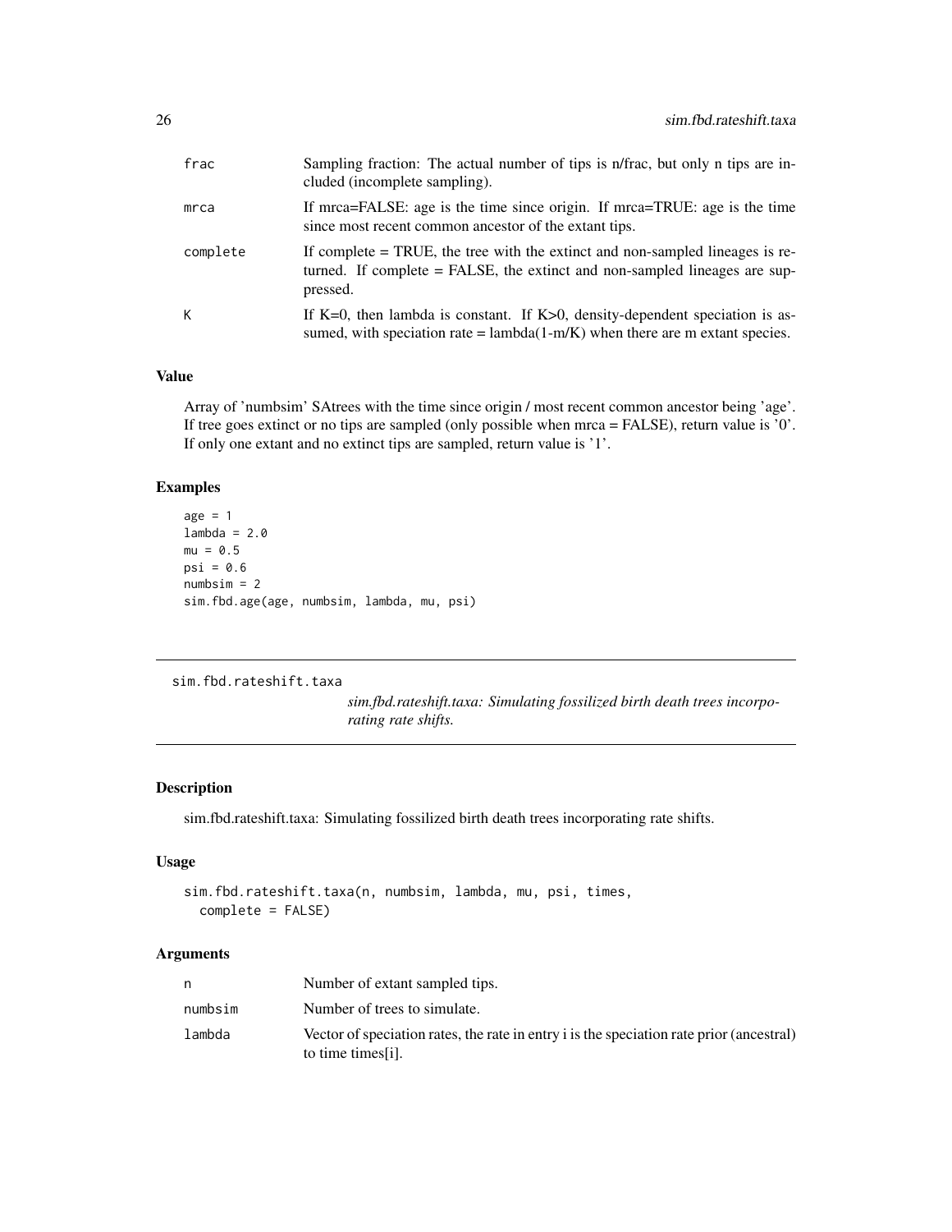| | |
|---|---|
| frac | Sampling fraction: The actual number of tips is n/frac, but only n tips are included (incomplete sampling). |
| mrca | If mrca=FALSE: age is the time since origin. If mrca=TRUE: age is the time since most recent common ancestor of the extant tips. |
| complete | If complete = TRUE, the tree with the extinct and non-sampled lineages is returned. If complete = FALSE, the extinct and non-sampled lineages are suppressed. |
| K | If K=0, then lambda is constant. If K>0, density-dependent speciation is assumed, with speciation rate = lambda(1-m/K) when there are m extant species. |

### Value

Array of 'numbsim' SAtrees with the time since origin / most recent common ancestor being 'age'. If tree goes extinct or no tips are sampled (only possible when mrca = FALSE), return value is '0'. If only one extant and no extinct tips are sampled, return value is '1'.

### Examples

```
age = 1
lambda = 2.0
mu = 0.5
psi = 0.6
numbsim = 2
sim.fbd.age(age, numbsim, lambda, mu, psi)
```

---

## sim.fbd.rateshift.taxa

*sim.fbd.rateshift.taxa: Simulating fossilized birth death trees incorporating rate shifts.*

### Description

sim.fbd.rateshift.taxa: Simulating fossilized birth death trees incorporating rate shifts.

### Usage

```
sim.fbd.rateshift.taxa(n, numbsim, lambda, mu, psi, times,
  complete = FALSE)
```

### Arguments

| | |
|---|---|
| n | Number of extant sampled tips. |
| numbsim | Number of trees to simulate. |
| lambda | Vector of speciation rates, the rate in entry i is the speciation rate prior (ancestral) to time times[i]. |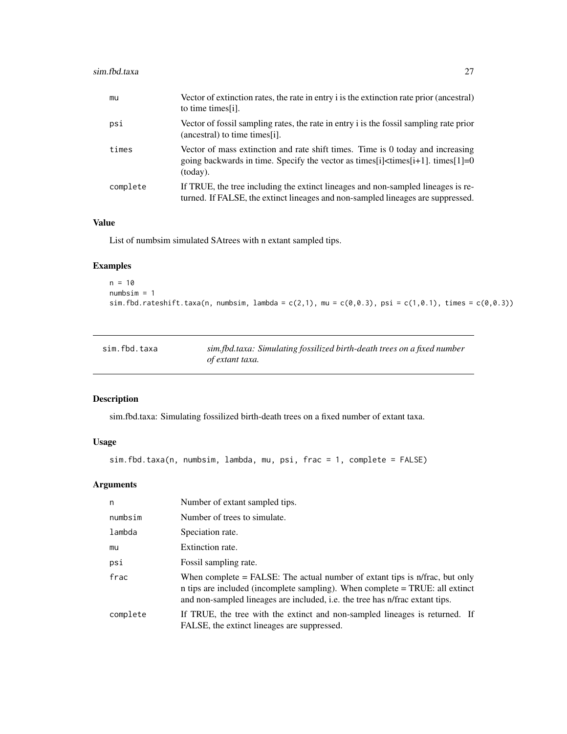| | |
|---|---|
| mu | Vector of extinction rates, the rate in entry i is the extinction rate prior (ancestral) to time times[i]. |
| psi | Vector of fossil sampling rates, the rate in entry i is the fossil sampling rate prior (ancestral) to time times[i]. |
| times | Vector of mass extinction and rate shift times. Time is 0 today and increasing going backwards in time. Specify the vector as times[i]<times[i+1]. times[1]=0 (today). |
| complete | If TRUE, the tree including the extinct lineages and non-sampled lineages is returned. If FALSE, the extinct lineages and non-sampled lineages are suppressed. |

### Value

List of numbsim simulated SAtrees with n extant sampled tips.

### Examples

```
n = 10
numbsim = 1
sim.fbd.rateshift.taxa(n, numbsim, lambda = c(2,1), mu = c(0,0.3), psi = c(1,0.1), times = c(0,0.3))
```

---

## sim.fbd.taxa — *sim.fbd.taxa: Simulating fossilized birth-death trees on a fixed number of extant taxa.*

---

### Description

sim.fbd.taxa: Simulating fossilized birth-death trees on a fixed number of extant taxa.

### Usage

```
sim.fbd.taxa(n, numbsim, lambda, mu, psi, frac = 1, complete = FALSE)
```

### Arguments

| | |
|---|---|
| n | Number of extant sampled tips. |
| numbsim | Number of trees to simulate. |
| lambda | Speciation rate. |
| mu | Extinction rate. |
| psi | Fossil sampling rate. |
| frac | When complete = FALSE: The actual number of extant tips is n/frac, but only n tips are included (incomplete sampling). When complete = TRUE: all extinct and non-sampled lineages are included, i.e. the tree has n/frac extant tips. |
| complete | If TRUE, the tree with the extinct and non-sampled lineages is returned. If FALSE, the extinct lineages are suppressed. |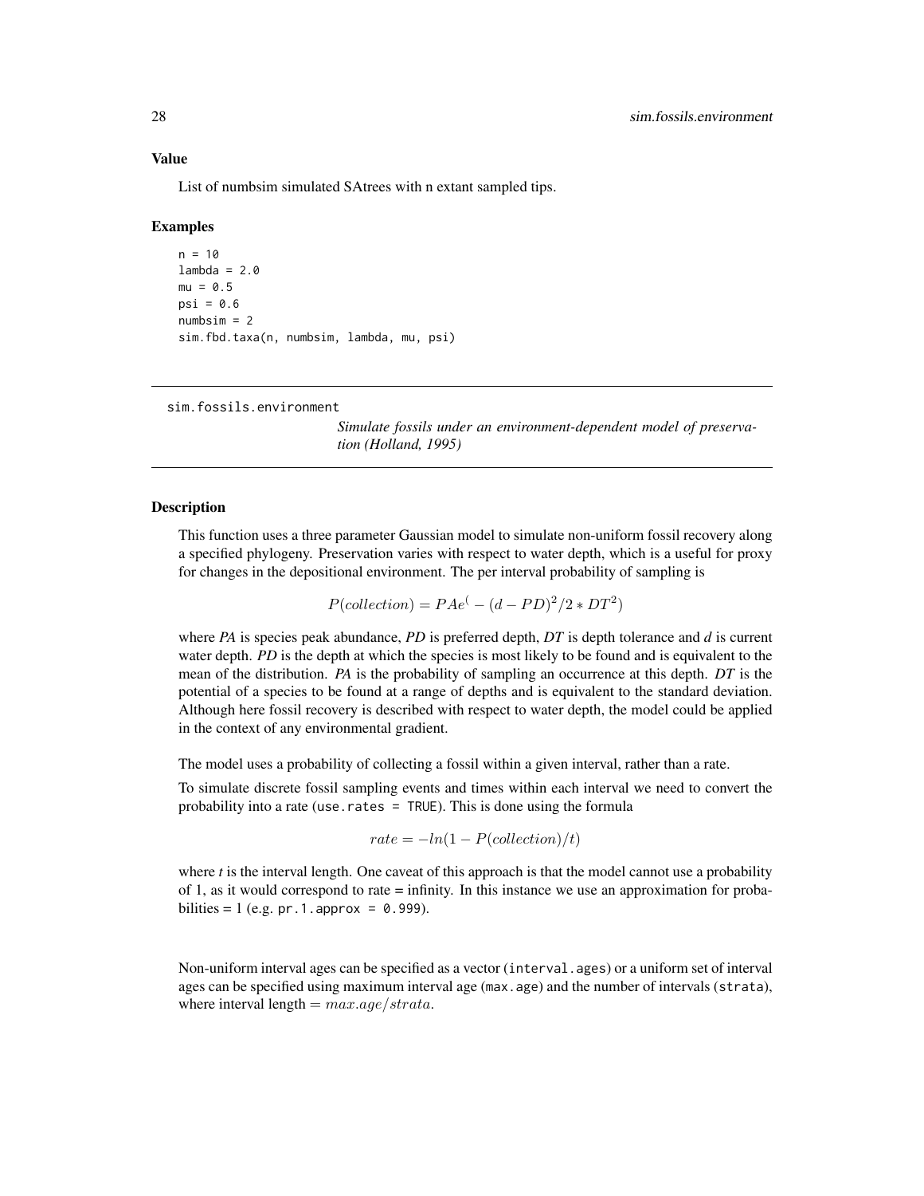## Value

List of numbsim simulated SAtrees with n extant sampled tips.

## Examples

```
n = 10
lambda = 2.0
mu = 0.5
psi = 0.6
numbsim = 2
sim.fbd.taxa(n, numbsim, lambda, mu, psi)
```

---

# sim.fossils.environment

*Simulate fossils under an environment-dependent model of preservation (Holland, 1995)*

---

## Description

This function uses a three parameter Gaussian model to simulate non-uniform fossil recovery along a specified phylogeny. Preservation varies with respect to water depth, which is a useful for proxy for changes in the depositional environment. The per interval probability of sampling is

$$P(collection) = PAe^(-(d-PD)^2/2*DT^2)$$

where *PA* is species peak abundance, *PD* is preferred depth, *DT* is depth tolerance and *d* is current water depth. *PD* is the depth at which the species is most likely to be found and is equivalent to the mean of the distribution. *PA* is the probability of sampling an occurrence at this depth. *DT* is the potential of a species to be found at a range of depths and is equivalent to the standard deviation. Although here fossil recovery is described with respect to water depth, the model could be applied in the context of any environmental gradient.

The model uses a probability of collecting a fossil within a given interval, rather than a rate.

To simulate discrete fossil sampling events and times within each interval we need to convert the probability into a rate (`use.rates = TRUE`). This is done using the formula

$$rate = -ln(1 - P(collection)/t)$$

where *t* is the interval length. One caveat of this approach is that the model cannot use a probability of 1, as it would correspond to rate = infinity. In this instance we use an approximation for probabilities = 1 (e.g. `pr.1.approx = 0.999`).

Non-uniform interval ages can be specified as a vector (`interval.ages`) or a uniform set of interval ages can be specified using maximum interval age (`max.age`) and the number of intervals (`strata`), where interval length $= max.age/strata$.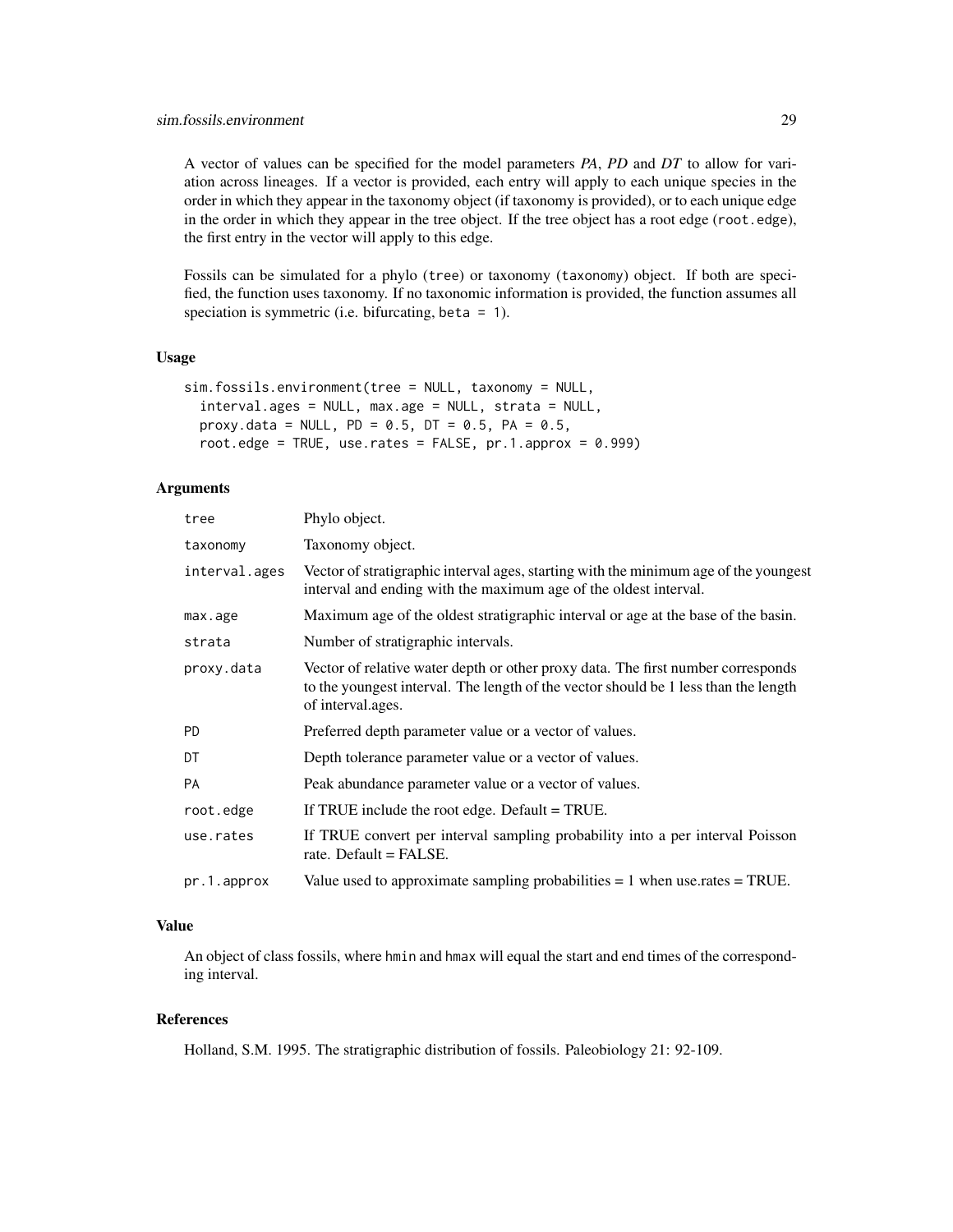A vector of values can be specified for the model parameters *PA*, *PD* and *DT* to allow for variation across lineages. If a vector is provided, each entry will apply to each unique species in the order in which they appear in the taxonomy object (if taxonomy is provided), or to each unique edge in the order in which they appear in the tree object. If the tree object has a root edge (`root.edge`), the first entry in the vector will apply to this edge.

Fossils can be simulated for a phylo (`tree`) or taxonomy (`taxonomy`) object. If both are specified, the function uses taxonomy. If no taxonomic information is provided, the function assumes all speciation is symmetric (i.e. bifurcating, `beta = 1`).

### Usage

```
sim.fossils.environment(tree = NULL, taxonomy = NULL,
  interval.ages = NULL, max.age = NULL, strata = NULL,
  proxy.data = NULL, PD = 0.5, DT = 0.5, PA = 0.5,
  root.edge = TRUE, use.rates = FALSE, pr.1.approx = 0.999)
```

### Arguments

| | |
|---|---|
| `tree` | Phylo object. |
| `taxonomy` | Taxonomy object. |
| `interval.ages` | Vector of stratigraphic interval ages, starting with the minimum age of the youngest interval and ending with the maximum age of the oldest interval. |
| `max.age` | Maximum age of the oldest stratigraphic interval or age at the base of the basin. |
| `strata` | Number of stratigraphic intervals. |
| `proxy.data` | Vector of relative water depth or other proxy data. The first number corresponds to the youngest interval. The length of the vector should be 1 less than the length of interval.ages. |
| `PD` | Preferred depth parameter value or a vector of values. |
| `DT` | Depth tolerance parameter value or a vector of values. |
| `PA` | Peak abundance parameter value or a vector of values. |
| `root.edge` | If TRUE include the root edge. Default = TRUE. |
| `use.rates` | If TRUE convert per interval sampling probability into a per interval Poisson rate. Default = FALSE. |
| `pr.1.approx` | Value used to approximate sampling probabilities = 1 when use.rates = TRUE. |

### Value

An object of class fossils, where `hmin` and `hmax` will equal the start and end times of the corresponding interval.

### References

Holland, S.M. 1995. The stratigraphic distribution of fossils. Paleobiology 21: 92-109.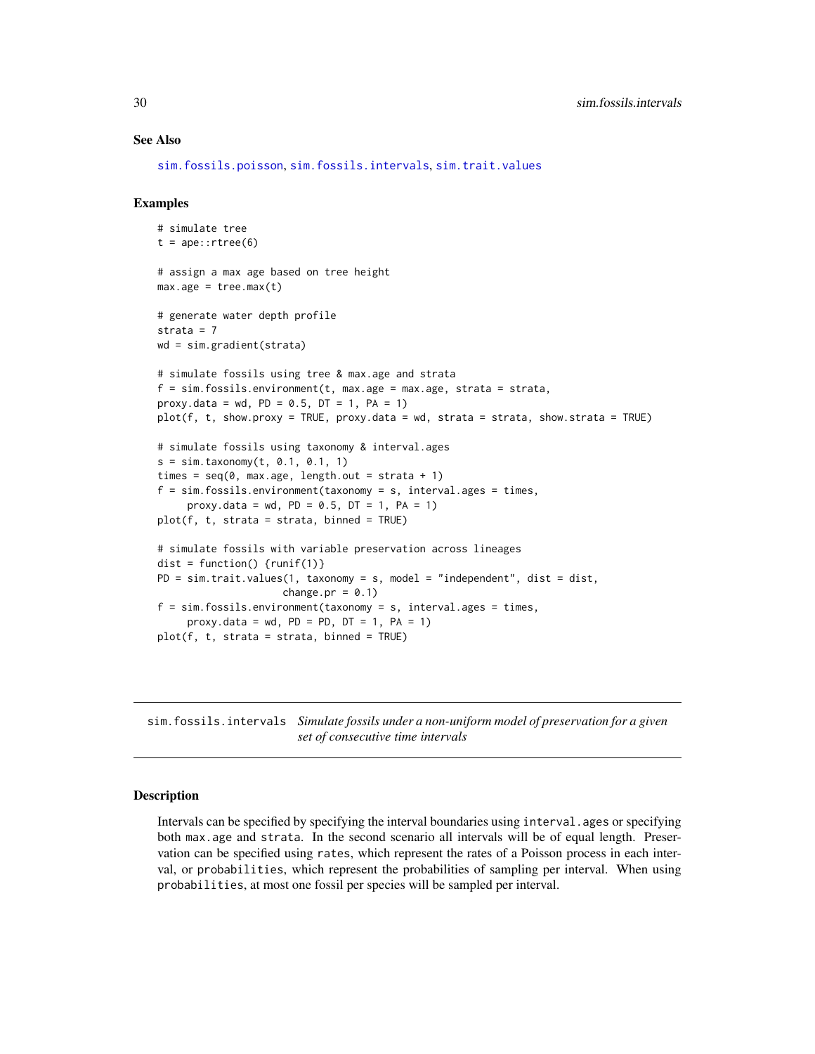## See Also

sim.fossils.poisson, sim.fossils.intervals, sim.trait.values

## Examples

```
# simulate tree
t = ape::rtree(6)

# assign a max age based on tree height
max.age = tree.max(t)

# generate water depth profile
strata = 7
wd = sim.gradient(strata)

# simulate fossils using tree & max.age and strata
f = sim.fossils.environment(t, max.age = max.age, strata = strata,
proxy.data = wd, PD = 0.5, DT = 1, PA = 1)
plot(f, t, show.proxy = TRUE, proxy.data = wd, strata = strata, show.strata = TRUE)

# simulate fossils using taxonomy & interval.ages
s = sim.taxonomy(t, 0.1, 0.1, 1)
times = seq(0, max.age, length.out = strata + 1)
f = sim.fossils.environment(taxonomy = s, interval.ages = times,
     proxy.data = wd, PD = 0.5, DT = 1, PA = 1)
plot(f, t, strata = strata, binned = TRUE)

# simulate fossils with variable preservation across lineages
dist = function() {runif(1)}
PD = sim.trait.values(1, taxonomy = s, model = "independent", dist = dist,
                      change.pr = 0.1)
f = sim.fossils.environment(taxonomy = s, interval.ages = times,
     proxy.data = wd, PD = PD, DT = 1, PA = 1)
plot(f, t, strata = strata, binned = TRUE)
```

---

# sim.fossils.intervals *Simulate fossils under a non-uniform model of preservation for a given set of consecutive time intervals*

## Description

Intervals can be specified by specifying the interval boundaries using `interval.ages` or specifying both `max.age` and `strata`. In the second scenario all intervals will be of equal length. Preservation can be specified using `rates`, which represent the rates of a Poisson process in each interval, or `probabilities`, which represent the probabilities of sampling per interval. When using `probabilities`, at most one fossil per species will be sampled per interval.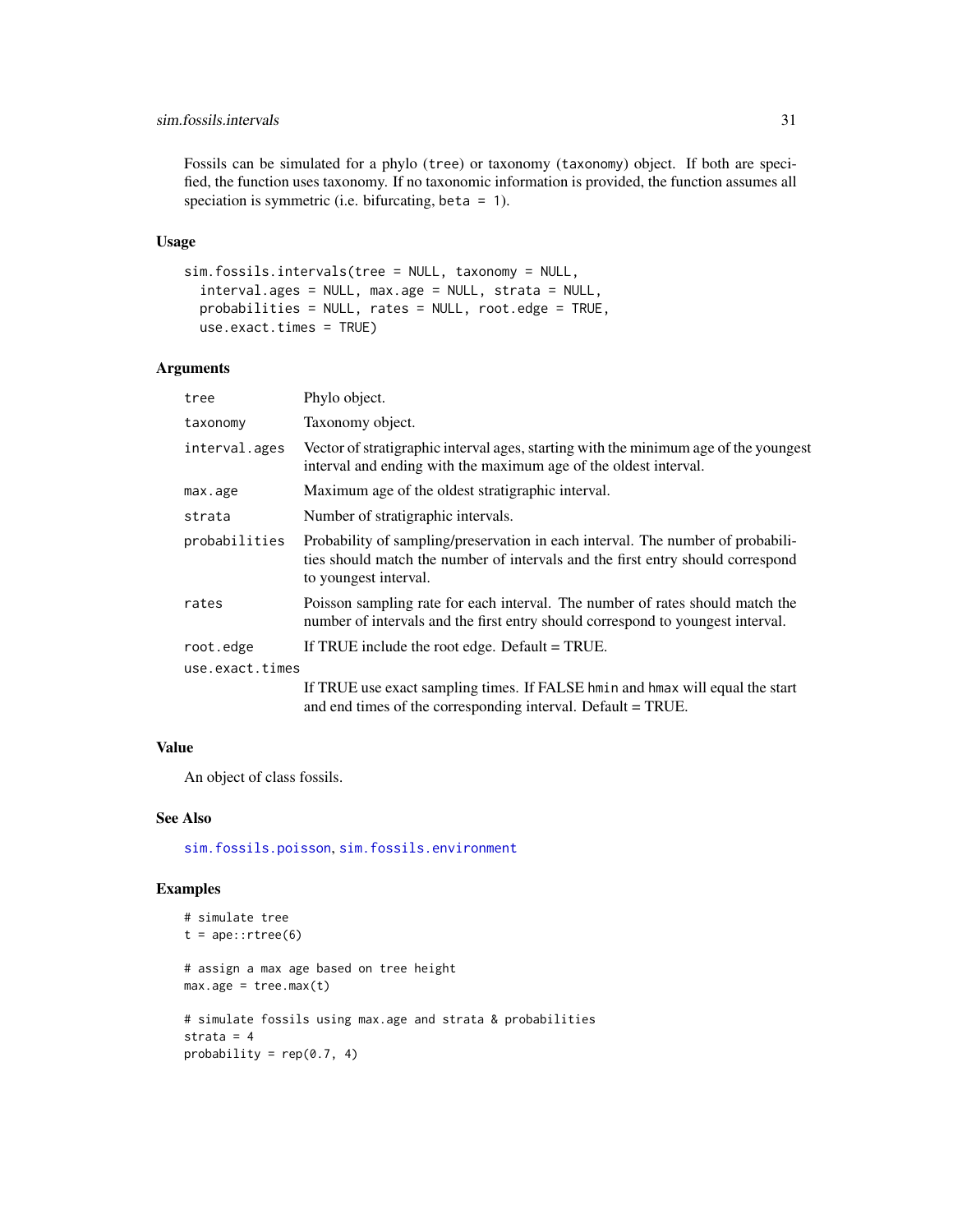Fossils can be simulated for a phylo (`tree`) or taxonomy (`taxonomy`) object. If both are specified, the function uses taxonomy. If no taxonomic information is provided, the function assumes all speciation is symmetric (i.e. bifurcating, `beta = 1`).

## Usage

```
sim.fossils.intervals(tree = NULL, taxonomy = NULL,
  interval.ages = NULL, max.age = NULL, strata = NULL,
  probabilities = NULL, rates = NULL, root.edge = TRUE,
  use.exact.times = TRUE)
```

## Arguments

| | |
|---|---|
| `tree` | Phylo object. |
| `taxonomy` | Taxonomy object. |
| `interval.ages` | Vector of stratigraphic interval ages, starting with the minimum age of the youngest interval and ending with the maximum age of the oldest interval. |
| `max.age` | Maximum age of the oldest stratigraphic interval. |
| `strata` | Number of stratigraphic intervals. |
| `probabilities` | Probability of sampling/preservation in each interval. The number of probabilities should match the number of intervals and the first entry should correspond to youngest interval. |
| `rates` | Poisson sampling rate for each interval. The number of rates should match the number of intervals and the first entry should correspond to youngest interval. |
| `root.edge` | If TRUE include the root edge. Default = TRUE. |
| `use.exact.times` | If TRUE use exact sampling times. If FALSE `hmin` and `hmax` will equal the start and end times of the corresponding interval. Default = TRUE. |

## Value

An object of class fossils.

## See Also

`sim.fossils.poisson`, `sim.fossils.environment`

## Examples

```
# simulate tree
t = ape::rtree(6)

# assign a max age based on tree height
max.age = tree.max(t)

# simulate fossils using max.age and strata & probabilities
strata = 4
probability = rep(0.7, 4)
```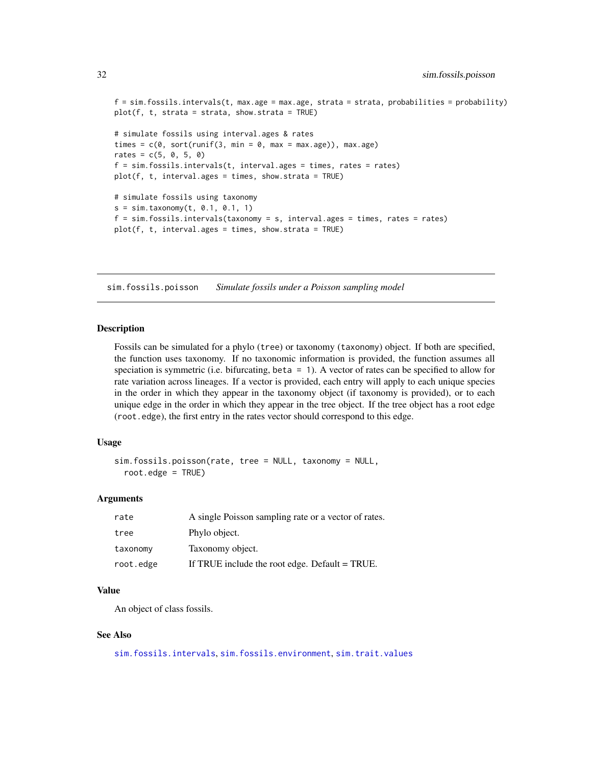```
f = sim.fossils.intervals(t, max.age = max.age, strata = strata, probabilities = probability)
plot(f, t, strata = strata, show.strata = TRUE)

# simulate fossils using interval.ages & rates
times = c(0, sort(runif(3, min = 0, max = max.age)), max.age)
rates = c(5, 0, 5, 0)
f = sim.fossils.intervals(t, interval.ages = times, rates = rates)
plot(f, t, interval.ages = times, show.strata = TRUE)

# simulate fossils using taxonomy
s = sim.taxonomy(t, 0.1, 0.1, 1)
f = sim.fossils.intervals(taxonomy = s, interval.ages = times, rates = rates)
plot(f, t, interval.ages = times, show.strata = TRUE)
```

## sim.fossils.poisson *Simulate fossils under a Poisson sampling model*

### Description

Fossils can be simulated for a phylo (`tree`) or taxonomy (`taxonomy`) object. If both are specified, the function uses taxonomy. If no taxonomic information is provided, the function assumes all speciation is symmetric (i.e. bifurcating, `beta = 1`). A vector of rates can be specified to allow for rate variation across lineages. If a vector is provided, each entry will apply to each unique species in the order in which they appear in the taxonomy object (if taxonomy is provided), or to each unique edge in the order in which they appear in the tree object. If the tree object has a root edge (`root.edge`), the first entry in the rates vector should correspond to this edge.

### Usage

```
sim.fossils.poisson(rate, tree = NULL, taxonomy = NULL,
  root.edge = TRUE)
```

### Arguments

| | |
|---|---|
| rate | A single Poisson sampling rate or a vector of rates. |
| tree | Phylo object. |
| taxonomy | Taxonomy object. |
| root.edge | If TRUE include the root edge. Default = TRUE. |

### Value

An object of class fossils.

### See Also

sim.fossils.intervals, sim.fossils.environment, sim.trait.values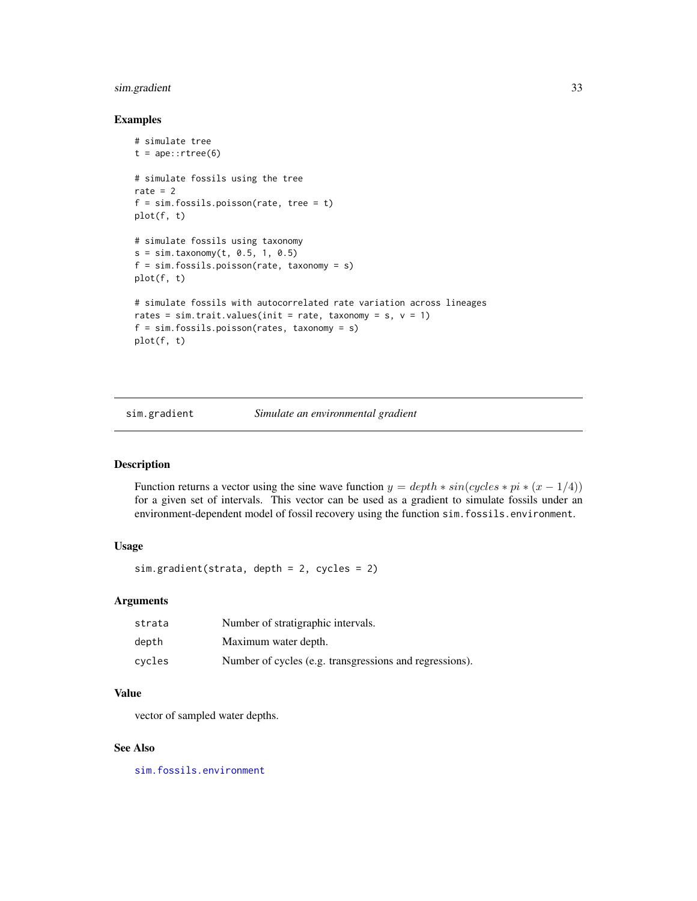## Examples

```
# simulate tree
t = ape::rtree(6)

# simulate fossils using the tree
rate = 2
f = sim.fossils.poisson(rate, tree = t)
plot(f, t)

# simulate fossils using taxonomy
s = sim.taxonomy(t, 0.5, 1, 0.5)
f = sim.fossils.poisson(rate, taxonomy = s)
plot(f, t)

# simulate fossils with autocorrelated rate variation across lineages
rates = sim.trait.values(init = rate, taxonomy = s, v = 1)
f = sim.fossils.poisson(rates, taxonomy = s)
plot(f, t)
```

---

# sim.gradient — *Simulate an environmental gradient*

## Description

Function returns a vector using the sine wave function $y = depth * sin(cycles * pi * (x - 1/4))$ for a given set of intervals. This vector can be used as a gradient to simulate fossils under an environment-dependent model of fossil recovery using the function `sim.fossils.environment`.

## Usage

```
sim.gradient(strata, depth = 2, cycles = 2)
```

## Arguments

| | |
|---|---|
| `strata` | Number of stratigraphic intervals. |
| `depth` | Maximum water depth. |
| `cycles` | Number of cycles (e.g. transgressions and regressions). |

## Value

vector of sampled water depths.

## See Also

`sim.fossils.environment`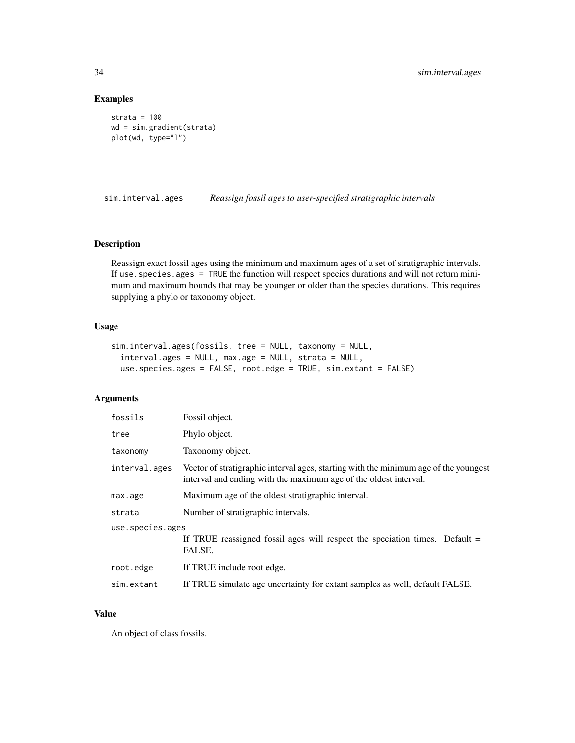## Examples

```
strata = 100
wd = sim.gradient(strata)
plot(wd, type="l")
```

---

## sim.interval.ages *Reassign fossil ages to user-specified stratigraphic intervals*

---

### Description

Reassign exact fossil ages using the minimum and maximum ages of a set of stratigraphic intervals. If `use.species.ages = TRUE` the function will respect species durations and will not return minimum and maximum bounds that may be younger or older than the species durations. This requires supplying a phylo or taxonomy object.

### Usage

```
sim.interval.ages(fossils, tree = NULL, taxonomy = NULL,
  interval.ages = NULL, max.age = NULL, strata = NULL,
  use.species.ages = FALSE, root.edge = TRUE, sim.extant = FALSE)
```

### Arguments

| | |
|---|---|
| `fossils` | Fossil object. |
| `tree` | Phylo object. |
| `taxonomy` | Taxonomy object. |
| `interval.ages` | Vector of stratigraphic interval ages, starting with the minimum age of the youngest interval and ending with the maximum age of the oldest interval. |
| `max.age` | Maximum age of the oldest stratigraphic interval. |
| `strata` | Number of stratigraphic intervals. |
| `use.species.ages` | If TRUE reassigned fossil ages will respect the speciation times. Default = FALSE. |
| `root.edge` | If TRUE include root edge. |
| `sim.extant` | If TRUE simulate age uncertainty for extant samples as well, default FALSE. |

### Value

An object of class fossils.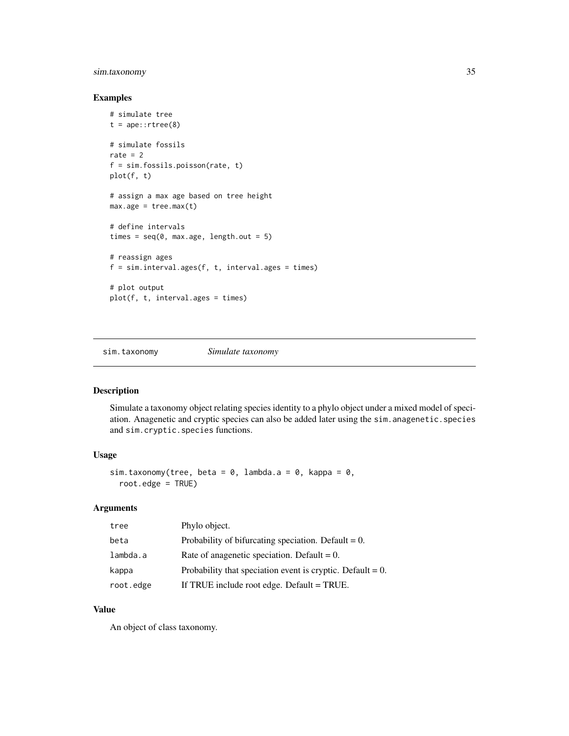## Examples

```
# simulate tree
t = ape::rtree(8)

# simulate fossils
rate = 2
f = sim.fossils.poisson(rate, t)
plot(f, t)

# assign a max age based on tree height
max.age = tree.max(t)

# define intervals
times = seq(0, max.age, length.out = 5)

# reassign ages
f = sim.interval.ages(f, t, interval.ages = times)

# plot output
plot(f, t, interval.ages = times)
```

---

# sim.taxonomy *Simulate taxonomy*

## Description

Simulate a taxonomy object relating species identity to a phylo object under a mixed model of speciation. Anagenetic and cryptic species can also be added later using the `sim.anagenetic.species` and `sim.cryptic.species` functions.

## Usage

```
sim.taxonomy(tree, beta = 0, lambda.a = 0, kappa = 0,
  root.edge = TRUE)
```

## Arguments

| | |
|---|---|
| `tree` | Phylo object. |
| `beta` | Probability of bifurcating speciation. Default = 0. |
| `lambda.a` | Rate of anagenetic speciation. Default = 0. |
| `kappa` | Probability that speciation event is cryptic. Default = 0. |
| `root.edge` | If TRUE include root edge. Default = TRUE. |

## Value

An object of class taxonomy.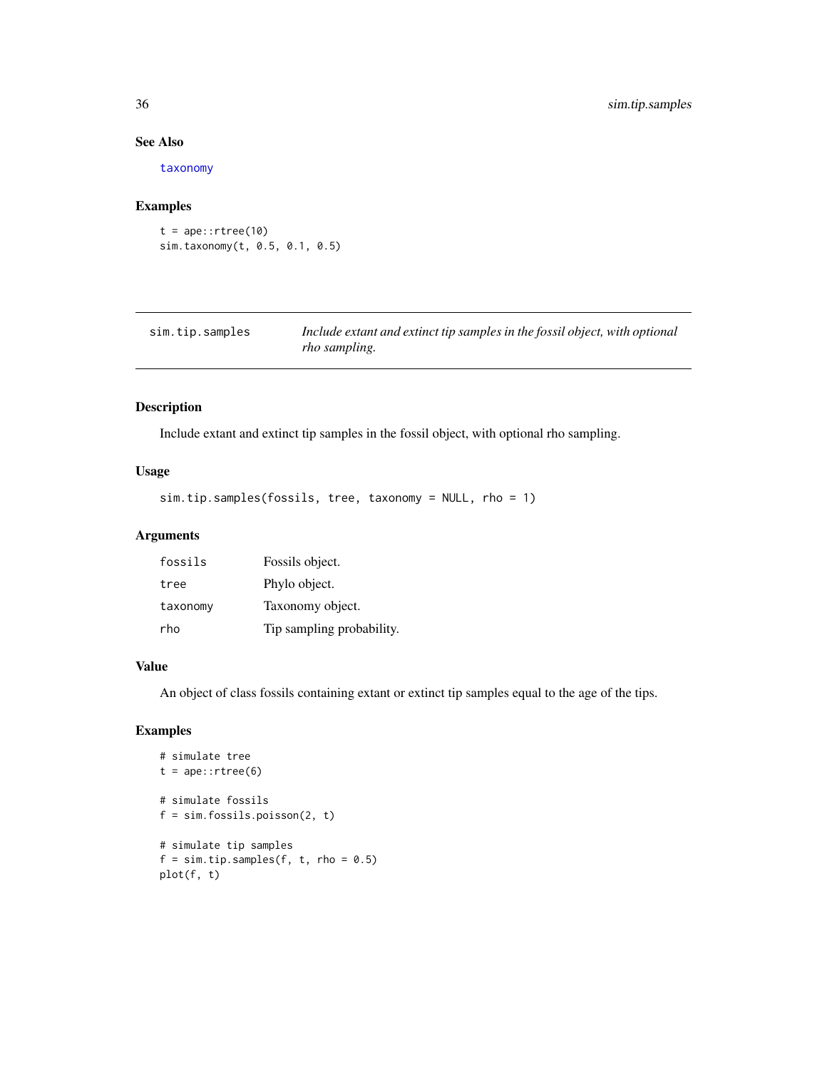### See Also

taxonomy

### Examples

```
t = ape::rtree(10)
sim.taxonomy(t, 0.5, 0.1, 0.5)
```

---

## sim.tip.samples — *Include extant and extinct tip samples in the fossil object, with optional rho sampling.*

---

### Description

Include extant and extinct tip samples in the fossil object, with optional rho sampling.

### Usage

```
sim.tip.samples(fossils, tree, taxonomy = NULL, rho = 1)
```

### Arguments

| | |
|---|---|
| fossils | Fossils object. |
| tree | Phylo object. |
| taxonomy | Taxonomy object. |
| rho | Tip sampling probability. |

### Value

An object of class fossils containing extant or extinct tip samples equal to the age of the tips.

### Examples

```
# simulate tree
t = ape::rtree(6)

# simulate fossils
f = sim.fossils.poisson(2, t)

# simulate tip samples
f = sim.tip.samples(f, t, rho = 0.5)
plot(f, t)
```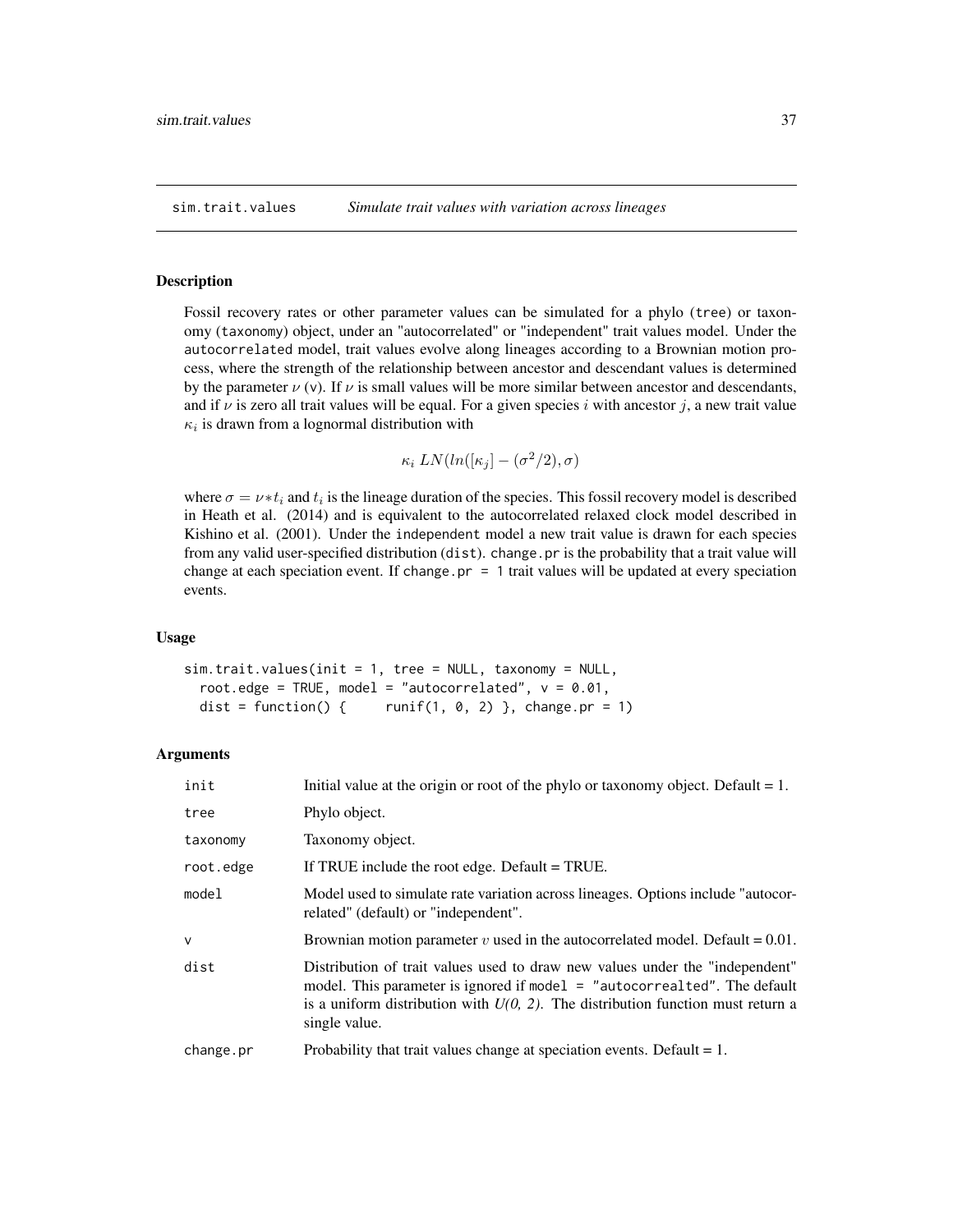## sim.trait.values *Simulate trait values with variation across lineages*

### Description

Fossil recovery rates or other parameter values can be simulated for a phylo (`tree`) or taxonomy (`taxonomy`) object, under an "autocorrelated" or "independent" trait values model. Under the `autocorrelated` model, trait values evolve along lineages according to a Brownian motion process, where the strength of the relationship between ancestor and descendant values is determined by the parameter $\nu$ (`v`). If $\nu$ is small values will be more similar between ancestor and descendants, and if $\nu$ is zero all trait values will be equal. For a given species $i$ with ancestor $j$, a new trait value $\kappa_i$ is drawn from a lognormal distribution with

$$\kappa_i \; LN(ln([\kappa_j] - (\sigma^2/2), \sigma)$$

where $\sigma = \nu * t_i$ and $t_i$ is the lineage duration of the species. This fossil recovery model is described in Heath et al. (2014) and is equivalent to the autocorrelated relaxed clock model described in Kishino et al. (2001). Under the `independent` model a new trait value is drawn for each species from any valid user-specified distribution (`dist`). `change.pr` is the probability that a trait value will change at each speciation event. If `change.pr = 1` trait values will be updated at every speciation events.

### Usage

```
sim.trait.values(init = 1, tree = NULL, taxonomy = NULL,
  root.edge = TRUE, model = "autocorrelated", v = 0.01,
  dist = function() {     runif(1, 0, 2) }, change.pr = 1)
```

### Arguments

| | |
|---|---|
| `init` | Initial value at the origin or root of the phylo or taxonomy object. Default = 1. |
| `tree` | Phylo object. |
| `taxonomy` | Taxonomy object. |
| `root.edge` | If TRUE include the root edge. Default = TRUE. |
| `model` | Model used to simulate rate variation across lineages. Options include "autocorrelated" (default) or "independent". |
| `v` | Brownian motion parameter $v$ used in the autocorrelated model. Default = 0.01. |
| `dist` | Distribution of trait values used to draw new values under the "independent" model. This parameter is ignored if `model = "autocorrealted"`. The default is a uniform distribution with *U(0, 2)*. The distribution function must return a single value. |
| `change.pr` | Probability that trait values change at speciation events. Default = 1. |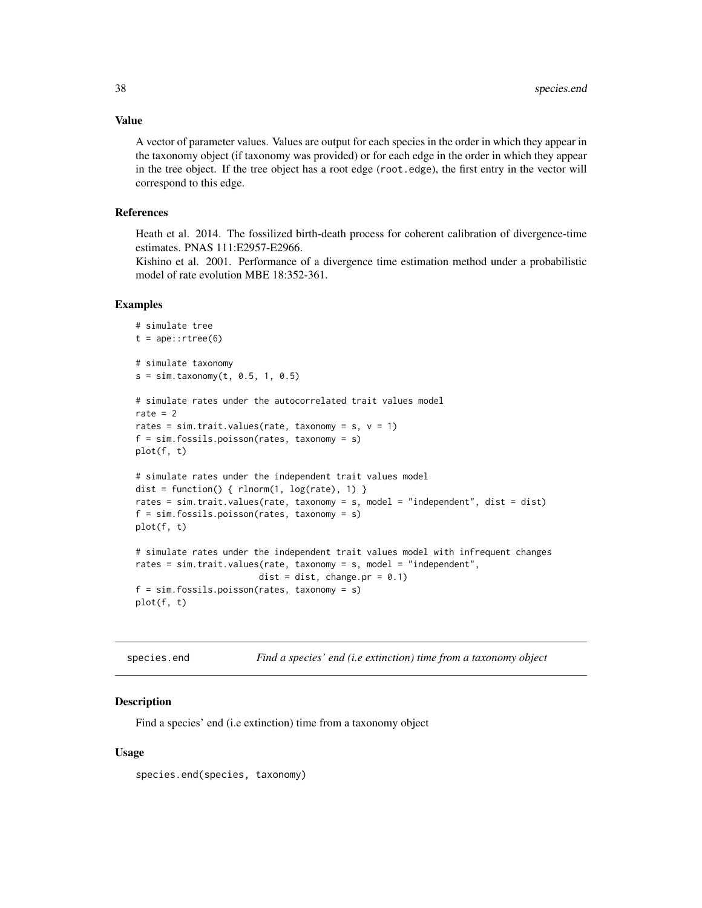### Value

A vector of parameter values. Values are output for each species in the order in which they appear in the taxonomy object (if taxonomy was provided) or for each edge in the order in which they appear in the tree object. If the tree object has a root edge (`root.edge`), the first entry in the vector will correspond to this edge.

### References

Heath et al. 2014. The fossilized birth-death process for coherent calibration of divergence-time estimates. PNAS 111:E2957-E2966.
Kishino et al. 2001. Performance of a divergence time estimation method under a probabilistic model of rate evolution MBE 18:352-361.

### Examples

```
# simulate tree
t = ape::rtree(6)

# simulate taxonomy
s = sim.taxonomy(t, 0.5, 1, 0.5)

# simulate rates under the autocorrelated trait values model
rate = 2
rates = sim.trait.values(rate, taxonomy = s, v = 1)
f = sim.fossils.poisson(rates, taxonomy = s)
plot(f, t)

# simulate rates under the independent trait values model
dist = function() { rlnorm(1, log(rate), 1) }
rates = sim.trait.values(rate, taxonomy = s, model = "independent", dist = dist)
f = sim.fossils.poisson(rates, taxonomy = s)
plot(f, t)

# simulate rates under the independent trait values model with infrequent changes
rates = sim.trait.values(rate, taxonomy = s, model = "independent",
                         dist = dist, change.pr = 0.1)
f = sim.fossils.poisson(rates, taxonomy = s)
plot(f, t)
```

---

## species.end — *Find a species' end (i.e extinction) time from a taxonomy object*

### Description

Find a species' end (i.e extinction) time from a taxonomy object

### Usage

```
species.end(species, taxonomy)
```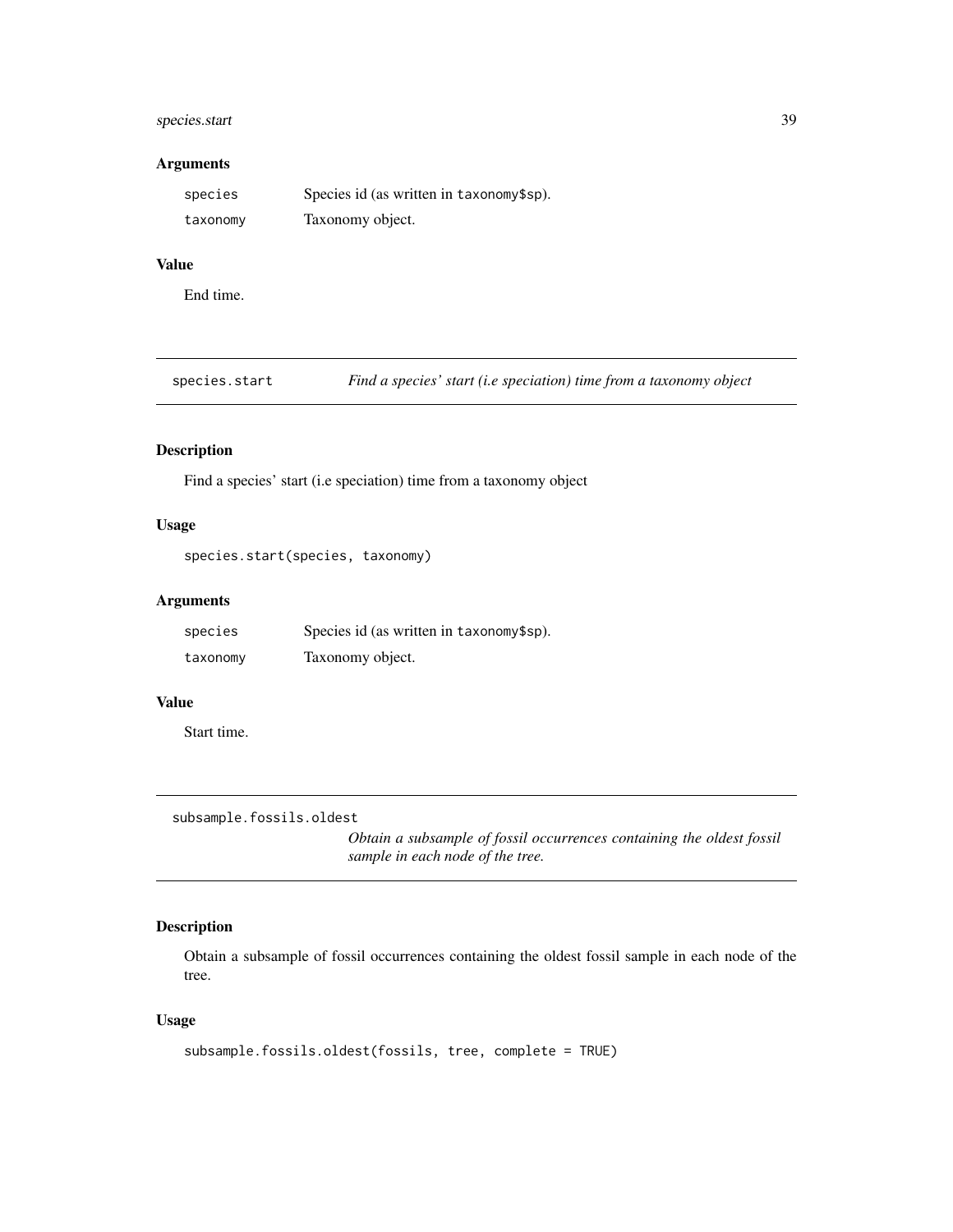### Arguments

| | |
|---|---|
| species | Species id (as written in taxonomy$sp). |
| taxonomy | Taxonomy object. |

### Value

End time.

---

## species.start — *Find a species' start (i.e speciation) time from a taxonomy object*

### Description

Find a species' start (i.e speciation) time from a taxonomy object

### Usage

```
species.start(species, taxonomy)
```

### Arguments

| | |
|---|---|
| species | Species id (as written in taxonomy$sp). |
| taxonomy | Taxonomy object. |

### Value

Start time.

---

## subsample.fossils.oldest — *Obtain a subsample of fossil occurrences containing the oldest fossil sample in each node of the tree.*

### Description

Obtain a subsample of fossil occurrences containing the oldest fossil sample in each node of the tree.

### Usage

```
subsample.fossils.oldest(fossils, tree, complete = TRUE)
```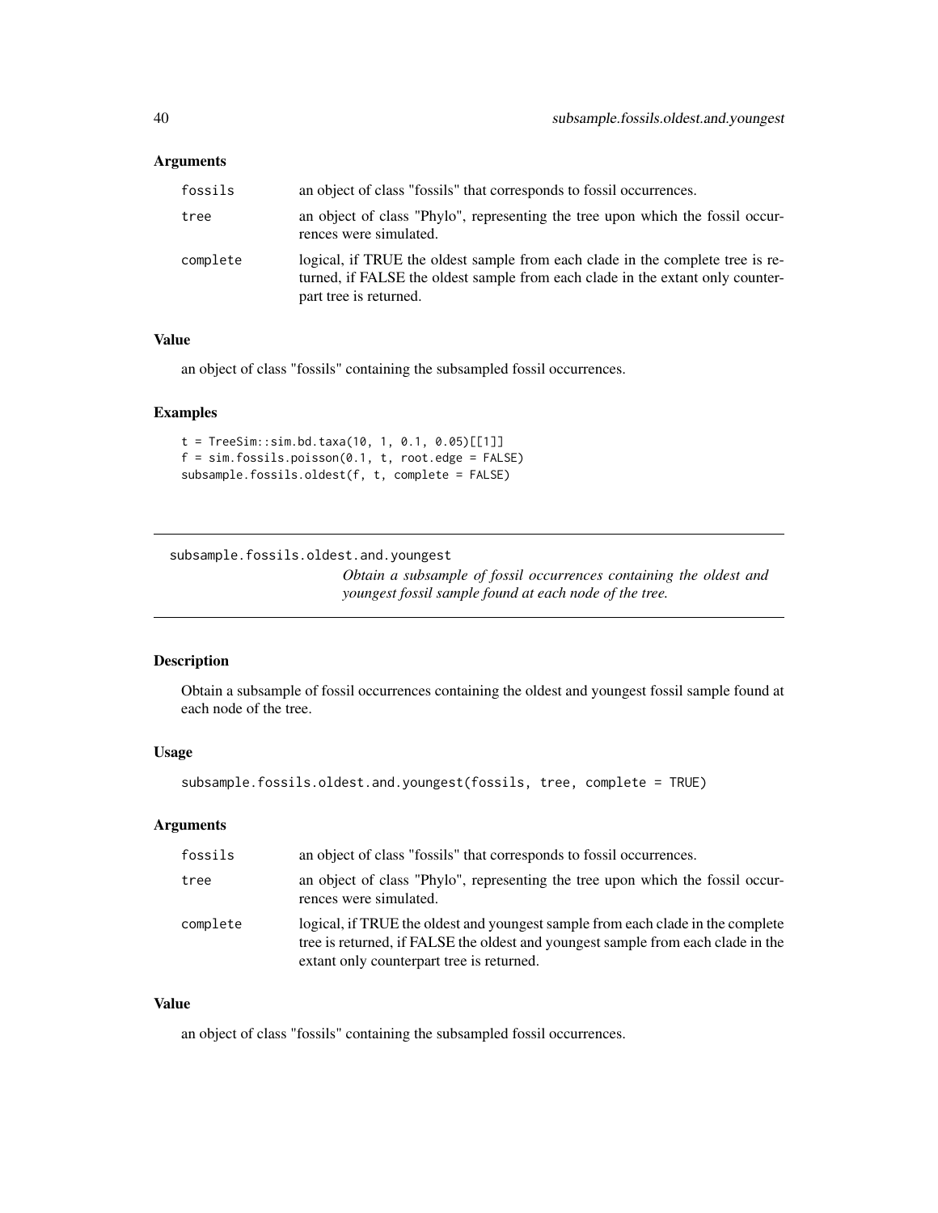### Arguments

| | |
|---|---|
| fossils | an object of class "fossils" that corresponds to fossil occurrences. |
| tree | an object of class "Phylo", representing the tree upon which the fossil occurrences were simulated. |
| complete | logical, if TRUE the oldest sample from each clade in the complete tree is returned, if FALSE the oldest sample from each clade in the extant only counterpart tree is returned. |

### Value

an object of class "fossils" containing the subsampled fossil occurrences.

### Examples

```
t = TreeSim::sim.bd.taxa(10, 1, 0.1, 0.05)[[1]]
f = sim.fossils.poisson(0.1, t, root.edge = FALSE)
subsample.fossils.oldest(f, t, complete = FALSE)
```

---

## subsample.fossils.oldest.and.youngest

*Obtain a subsample of fossil occurrences containing the oldest and youngest fossil sample found at each node of the tree.*

---

### Description

Obtain a subsample of fossil occurrences containing the oldest and youngest fossil sample found at each node of the tree.

### Usage

```
subsample.fossils.oldest.and.youngest(fossils, tree, complete = TRUE)
```

### Arguments

| | |
|---|---|
| fossils | an object of class "fossils" that corresponds to fossil occurrences. |
| tree | an object of class "Phylo", representing the tree upon which the fossil occurrences were simulated. |
| complete | logical, if TRUE the oldest and youngest sample from each clade in the complete tree is returned, if FALSE the oldest and youngest sample from each clade in the extant only counterpart tree is returned. |

### Value

an object of class "fossils" containing the subsampled fossil occurrences.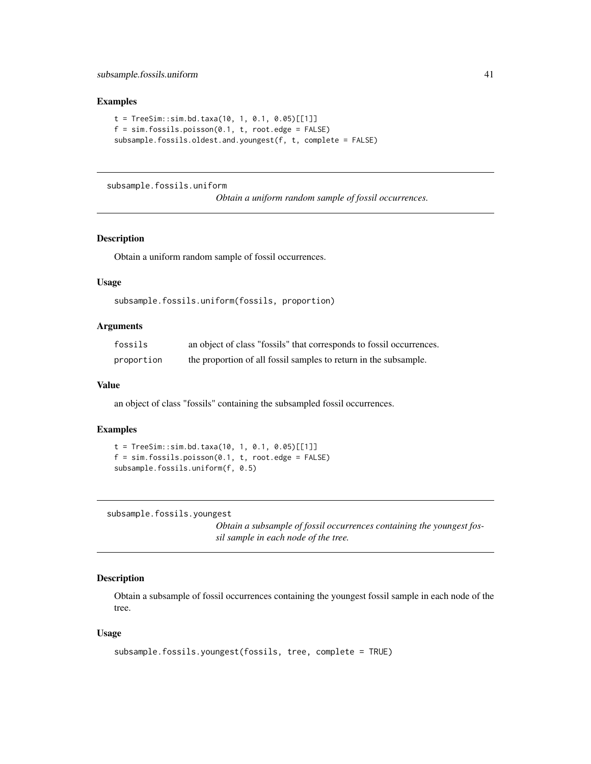### Examples

```
t = TreeSim::sim.bd.taxa(10, 1, 0.1, 0.05)[[1]]
f = sim.fossils.poisson(0.1, t, root.edge = FALSE)
subsample.fossils.oldest.and.youngest(f, t, complete = FALSE)
```

---

## subsample.fossils.uniform

*Obtain a uniform random sample of fossil occurrences.*

### Description

Obtain a uniform random sample of fossil occurrences.

### Usage

```
subsample.fossils.uniform(fossils, proportion)
```

### Arguments

| | |
|---|---|
| fossils | an object of class "fossils" that corresponds to fossil occurrences. |
| proportion | the proportion of all fossil samples to return in the subsample. |

### Value

an object of class "fossils" containing the subsampled fossil occurrences.

### Examples

```
t = TreeSim::sim.bd.taxa(10, 1, 0.1, 0.05)[[1]]
f = sim.fossils.poisson(0.1, t, root.edge = FALSE)
subsample.fossils.uniform(f, 0.5)
```

---

## subsample.fossils.youngest

*Obtain a subsample of fossil occurrences containing the youngest fossil sample in each node of the tree.*

### Description

Obtain a subsample of fossil occurrences containing the youngest fossil sample in each node of the tree.

### Usage

```
subsample.fossils.youngest(fossils, tree, complete = TRUE)
```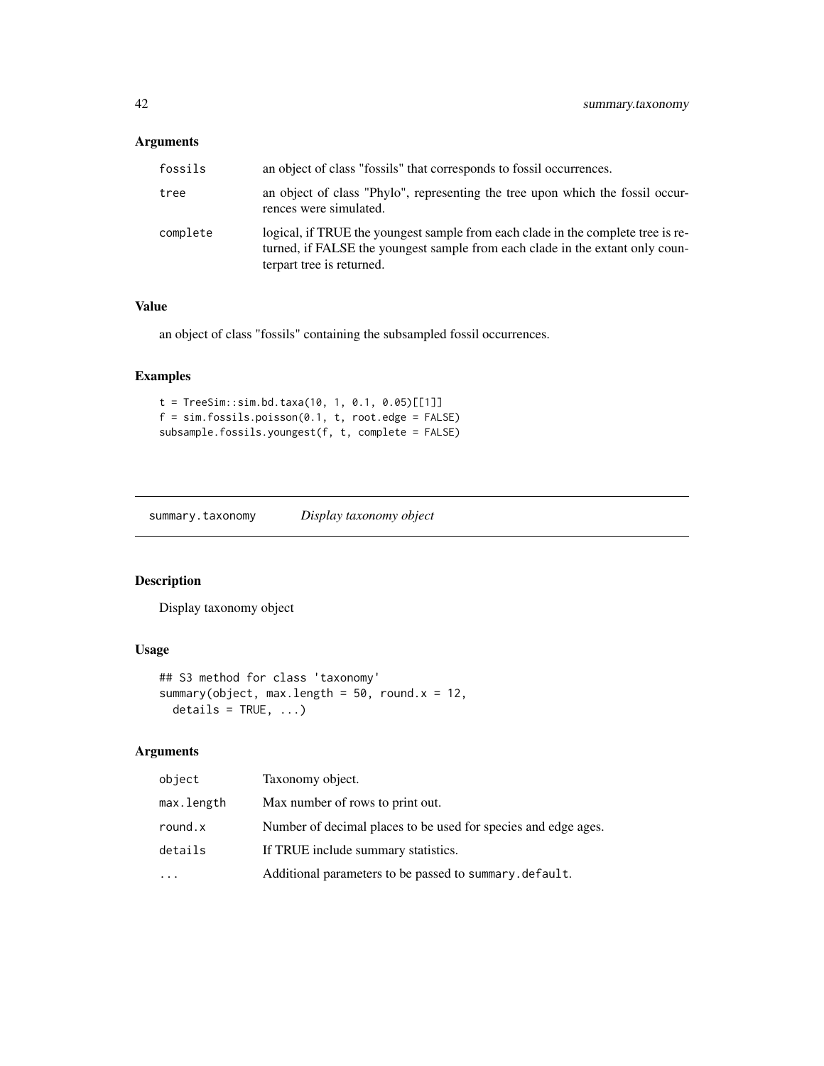## Arguments

| | |
|---|---|
| fossils | an object of class "fossils" that corresponds to fossil occurrences. |
| tree | an object of class "Phylo", representing the tree upon which the fossil occurrences were simulated. |
| complete | logical, if TRUE the youngest sample from each clade in the complete tree is returned, if FALSE the youngest sample from each clade in the extant only counterpart tree is returned. |

## Value

an object of class "fossils" containing the subsampled fossil occurrences.

## Examples

```
t = TreeSim::sim.bd.taxa(10, 1, 0.1, 0.05)[[1]]
f = sim.fossils.poisson(0.1, t, root.edge = FALSE)
subsample.fossils.youngest(f, t, complete = FALSE)
```

---

# summary.taxonomy *Display taxonomy object*

## Description

Display taxonomy object

## Usage

```
## S3 method for class 'taxonomy'
summary(object, max.length = 50, round.x = 12,
  details = TRUE, ...)
```

## Arguments

| | |
|---|---|
| object | Taxonomy object. |
| max.length | Max number of rows to print out. |
| round.x | Number of decimal places to be used for species and edge ages. |
| details | If TRUE include summary statistics. |
| ... | Additional parameters to be passed to summary.default. |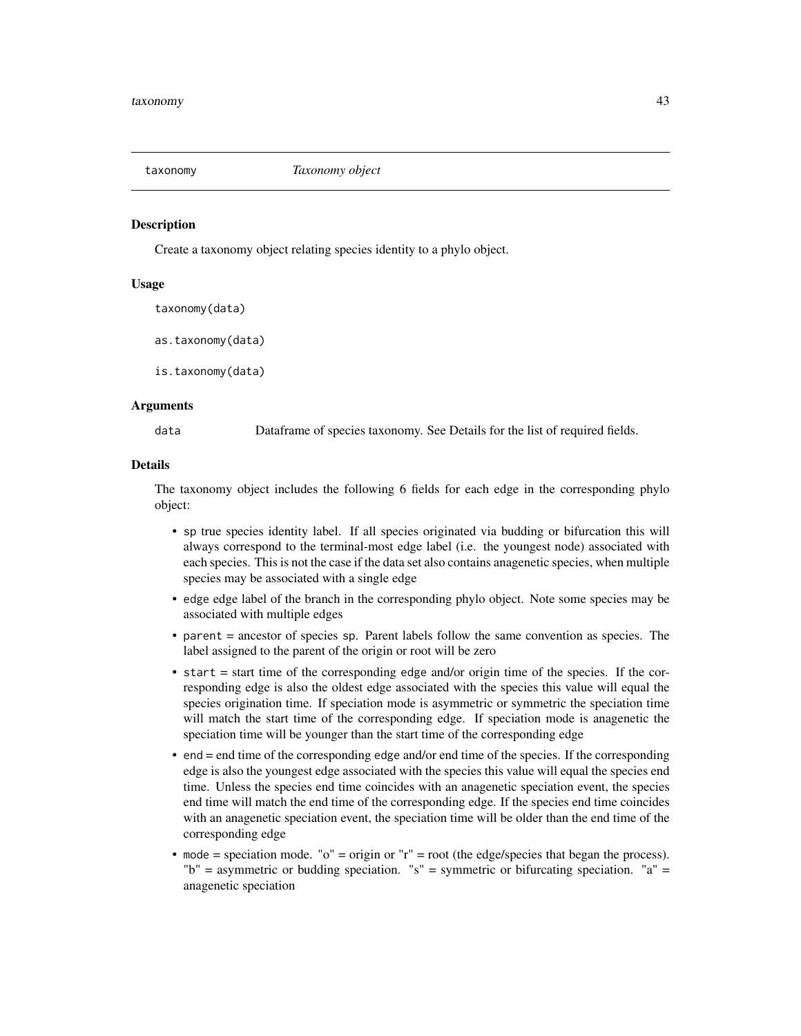## taxonomy — *Taxonomy object*

### Description

Create a taxonomy object relating species identity to a phylo object.

### Usage

```
taxonomy(data)

as.taxonomy(data)

is.taxonomy(data)
```

### Arguments

| | |
|---|---|
| data | Dataframe of species taxonomy. See Details for the list of required fields. |

### Details

The taxonomy object includes the following 6 fields for each edge in the corresponding phylo object:

- sp true species identity label. If all species originated via budding or bifurcation this will always correspond to the terminal-most edge label (i.e. the youngest node) associated with each species. This is not the case if the data set also contains anagenetic species, when multiple species may be associated with a single edge
- edge edge label of the branch in the corresponding phylo object. Note some species may be associated with multiple edges
- parent = ancestor of species sp. Parent labels follow the same convention as species. The label assigned to the parent of the origin or root will be zero
- start = start time of the corresponding edge and/or origin time of the species. If the corresponding edge is also the oldest edge associated with the species this value will equal the species origination time. If speciation mode is asymmetric or symmetric the speciation time will match the start time of the corresponding edge. If speciation mode is anagenetic the speciation time will be younger than the start time of the corresponding edge
- end = end time of the corresponding edge and/or end time of the species. If the corresponding edge is also the youngest edge associated with the species this value will equal the species end time. Unless the species end time coincides with an anagenetic speciation event, the species end time will match the end time of the corresponding edge. If the species end time coincides with an anagenetic speciation event, the speciation time will be older than the end time of the corresponding edge
- mode = speciation mode. "o" = origin or "r" = root (the edge/species that began the process). "b" = asymmetric or budding speciation. "s" = symmetric or bifurcating speciation. "a" = anagenetic speciation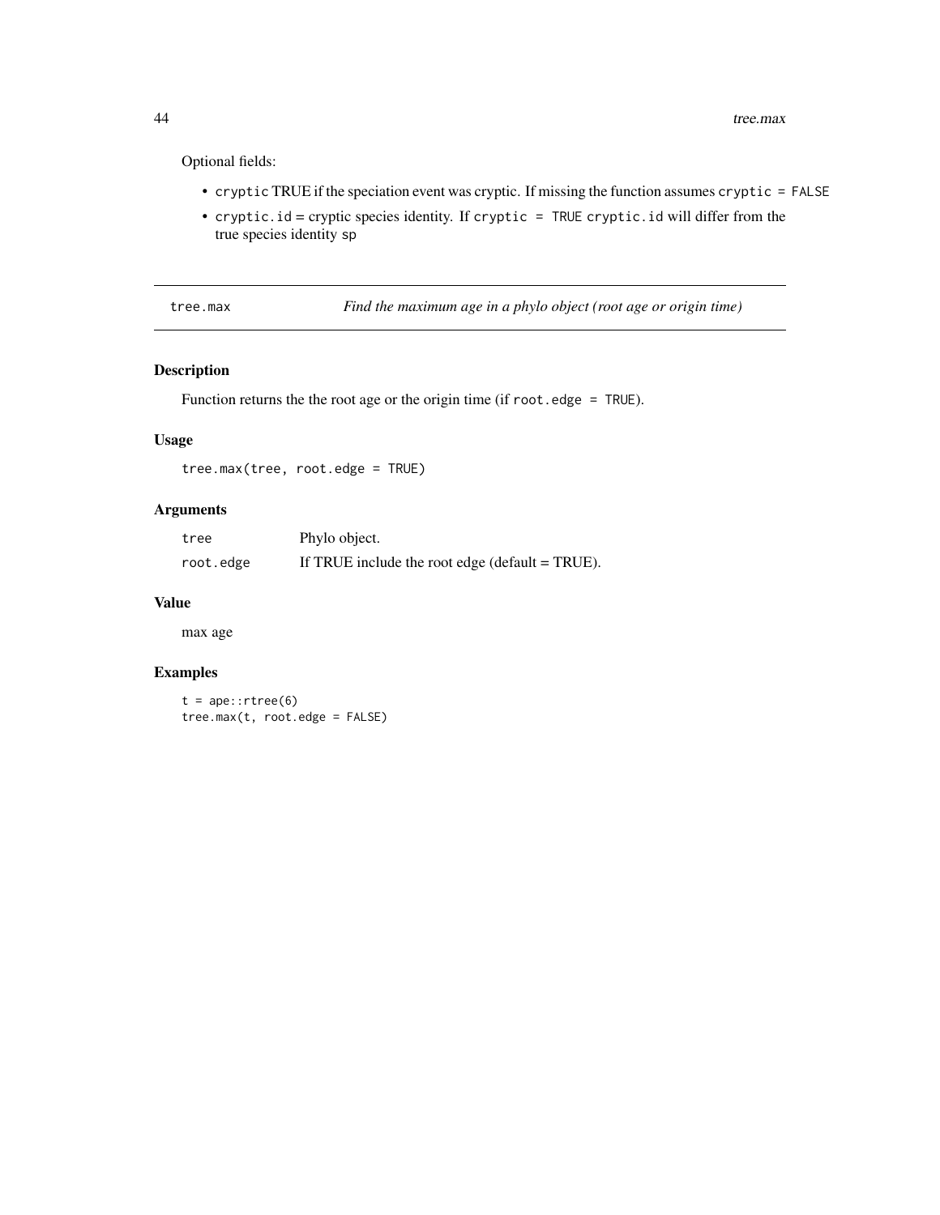Optional fields:

- `cryptic` TRUE if the speciation event was cryptic. If missing the function assumes `cryptic = FALSE`
- `cryptic.id` = cryptic species identity. If `cryptic = TRUE` `cryptic.id` will differ from the true species identity `sp`

## tree.max — *Find the maximum age in a phylo object (root age or origin time)*

### Description

Function returns the the root age or the origin time (if `root.edge = TRUE`).

### Usage

```
tree.max(tree, root.edge = TRUE)
```

### Arguments

| | |
|---|---|
| `tree` | Phylo object. |
| `root.edge` | If TRUE include the root edge (default = TRUE). |

### Value

max age

### Examples

```
t = ape::rtree(6)
tree.max(t, root.edge = FALSE)
```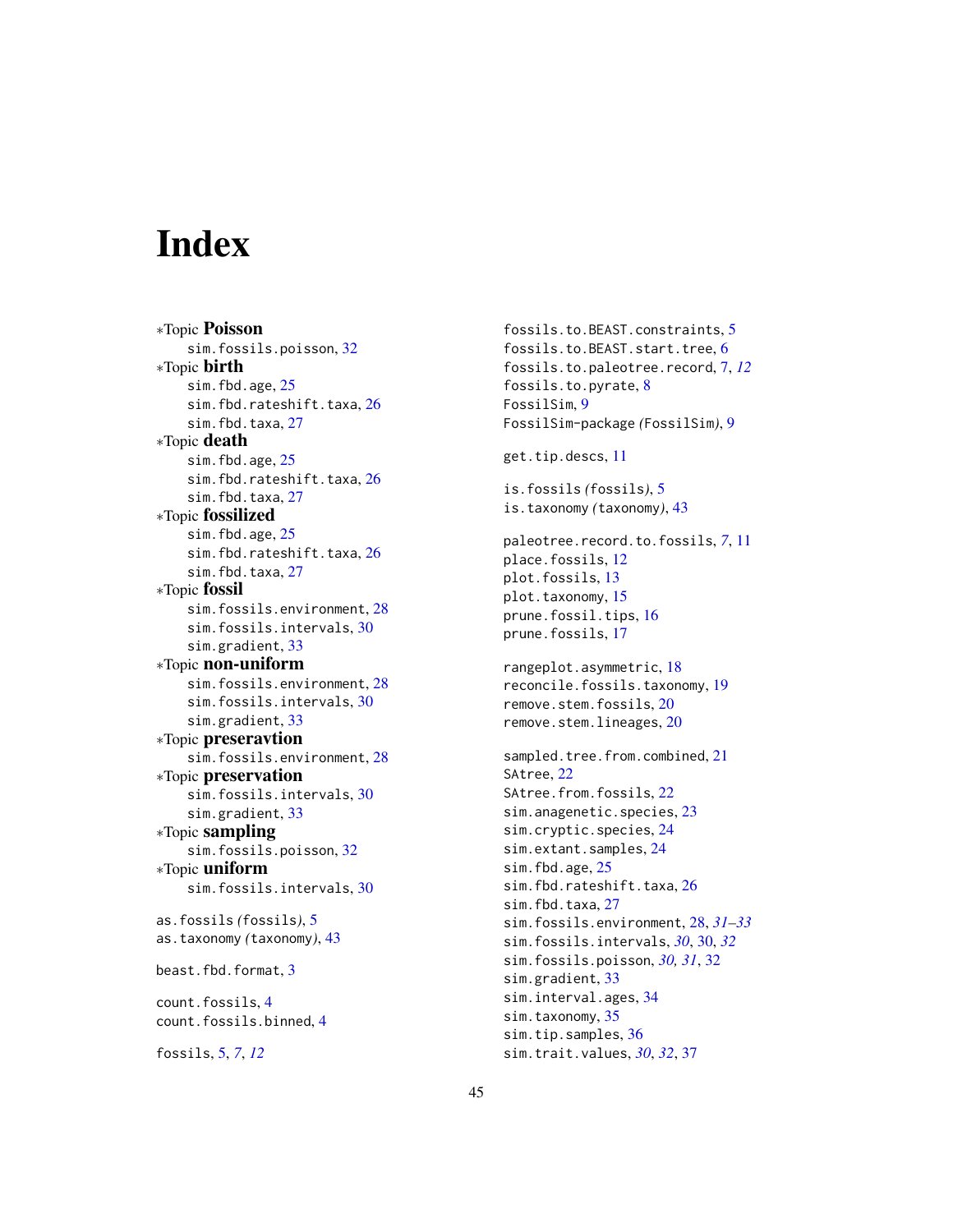# Index

∗Topic **Poisson**
  sim.fossils.poisson, 32
∗Topic **birth**
  sim.fbd.age, 25
  sim.fbd.rateshift.taxa, 26
  sim.fbd.taxa, 27
∗Topic **death**
  sim.fbd.age, 25
  sim.fbd.rateshift.taxa, 26
  sim.fbd.taxa, 27
∗Topic **fossilized**
  sim.fbd.age, 25
  sim.fbd.rateshift.taxa, 26
  sim.fbd.taxa, 27
∗Topic **fossil**
  sim.fossils.environment, 28
  sim.fossils.intervals, 30
  sim.gradient, 33
∗Topic **non-uniform**
  sim.fossils.environment, 28
  sim.fossils.intervals, 30
  sim.gradient, 33
∗Topic **preseravtion**
  sim.fossils.environment, 28
∗Topic **preservation**
  sim.fossils.intervals, 30
  sim.gradient, 33
∗Topic **sampling**
  sim.fossils.poisson, 32
∗Topic **uniform**
  sim.fossils.intervals, 30

as.fossils *(fossils)*, 5
as.taxonomy *(taxonomy)*, 43

beast.fbd.format, 3

count.fossils, 4
count.fossils.binned, 4

fossils, 5, *7*, *12*
fossils.to.BEAST.constraints, 5
fossils.to.BEAST.start.tree, 6
fossils.to.paleotree.record, 7, *12*
fossils.to.pyrate, 8
FossilSim, 9
FossilSim-package *(FossilSim)*, 9

get.tip.descs, 11

is.fossils *(fossils)*, 5
is.taxonomy *(taxonomy)*, 43

paleotree.record.to.fossils, *7*, 11
place.fossils, 12
plot.fossils, 13
plot.taxonomy, 15
prune.fossil.tips, 16
prune.fossils, 17

rangeplot.asymmetric, 18
reconcile.fossils.taxonomy, 19
remove.stem.fossils, 20
remove.stem.lineages, 20

sampled.tree.from.combined, 21
SAtree, 22
SAtree.from.fossils, 22
sim.anagenetic.species, 23
sim.cryptic.species, 24
sim.extant.samples, 24
sim.fbd.age, 25
sim.fbd.rateshift.taxa, 26
sim.fbd.taxa, 27
sim.fossils.environment, 28, *31–33*
sim.fossils.intervals, *30*, 30, *32*
sim.fossils.poisson, *30, 31*, 32
sim.gradient, 33
sim.interval.ages, 34
sim.taxonomy, 35
sim.tip.samples, 36
sim.trait.values, *30*, *32*, 37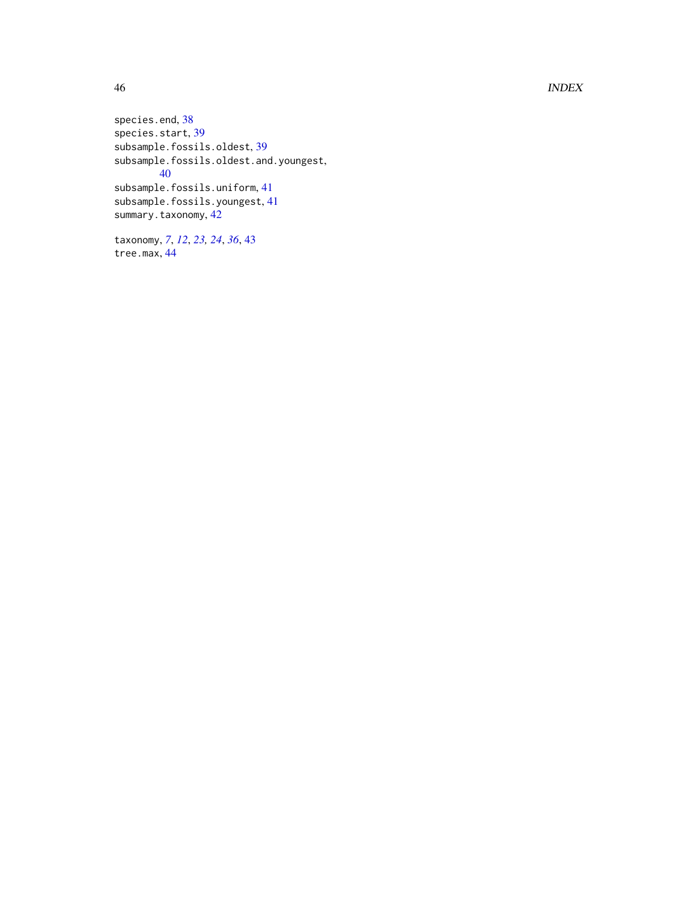species.end, 38  
species.start, 39  
subsample.fossils.oldest, 39  
subsample.fossils.oldest.and.youngest, 40  
subsample.fossils.uniform, 41  
subsample.fossils.youngest, 41  
summary.taxonomy, 42

taxonomy, *7*, *12*, *23, 24*, *36*, 43  
tree.max, 44